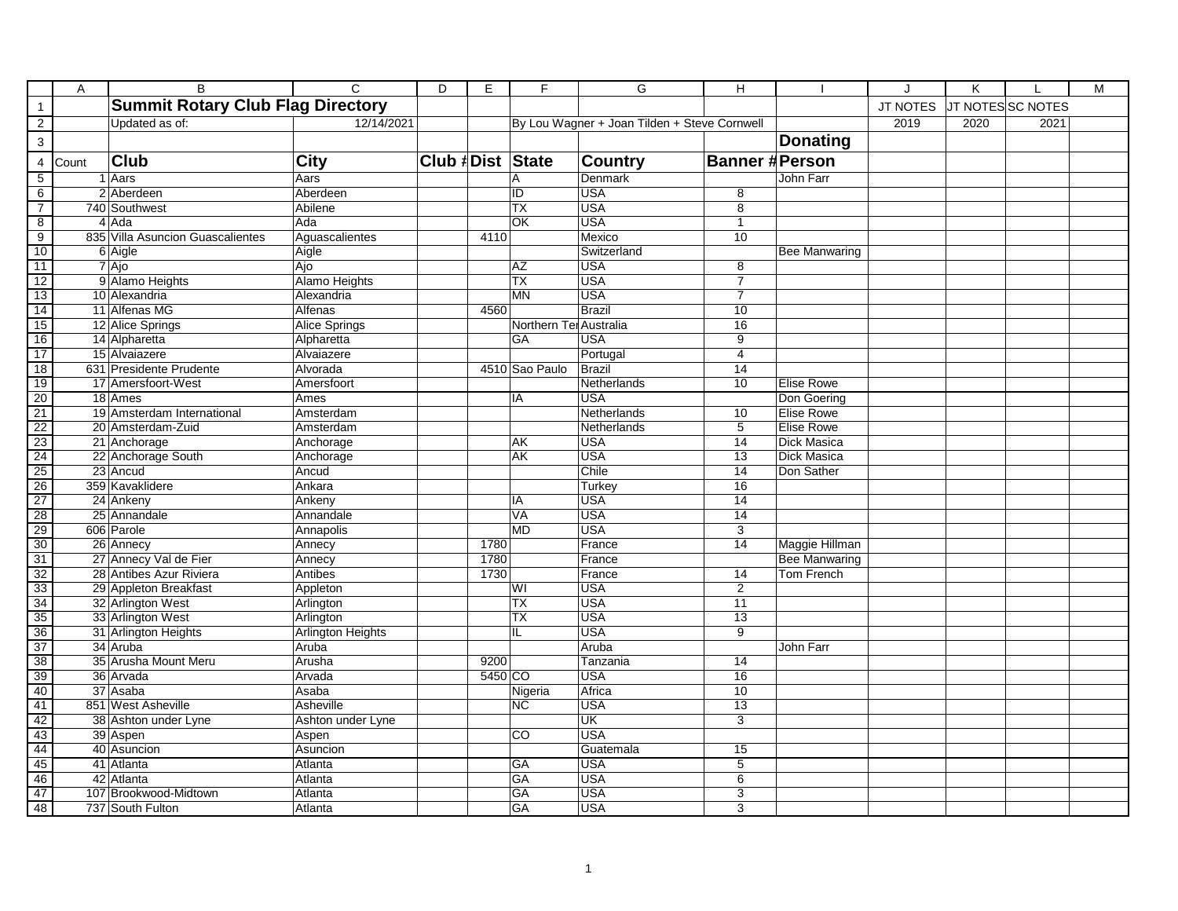| Count | Club | City | Club # | Dist | State | Country | Banner # | Donating Person | JT NOTES | JT NOTES | SC NOTES | |
|---|---|---|---|---|---|---|---|---|---|---|---|---|
| | **Summit Rotary Club Flag Directory** | | | | | | | | JT NOTES | JT NOTES | SC NOTES | |
| | Updated as of: | 12/14/2021 | | | By Lou Wagner + Joan Tilden + Steve Cornwell | | | | 2019 | 2020 | 2021 | |
| 1 | Aars | Aars | | | A | Denmark | | John Farr | | | | |
| 2 | Aberdeen | Aberdeen | | | ID | USA | 8 | | | | | |
| 740 | Southwest | Abilene | | | TX | USA | 8 | | | | | |
| 4 | Ada | Ada | | | OK | USA | 1 | | | | | |
| 835 | Villa Asuncion Guascalientes | Aguascalientes | | 4110 | | Mexico | 10 | | | | | |
| 6 | Aigle | Aigle | | | | Switzerland | | Bee Manwaring | | | | |
| 7 | Ajo | Ajo | | | AZ | USA | 8 | | | | | |
| 9 | Alamo Heights | Alamo Heights | | | TX | USA | 7 | | | | | |
| 10 | Alexandria | Alexandria | | | MN | USA | 7 | | | | | |
| 11 | Alfenas MG | Alfenas | | 4560 | | Brazil | 10 | | | | | |
| 12 | Alice Springs | Alice Springs | | | Northern Ter | Australia | 16 | | | | | |
| 14 | Alpharetta | Alpharetta | | | GA | USA | 9 | | | | | |
| 15 | Alvaiazere | Alvaiazere | | | | Portugal | 4 | | | | | |
| 631 | Presidente Prudente | Alvorada | | 4510 | Sao Paulo | Brazil | 14 | | | | | |
| 17 | Amersfoort-West | Amersfoort | | | | Netherlands | 10 | Elise Rowe | | | | |
| 18 | Ames | Ames | | | IA | USA | | Don Goering | | | | |
| 19 | Amsterdam International | Amsterdam | | | | Netherlands | 10 | Elise Rowe | | | | |
| 20 | Amsterdam-Zuid | Amsterdam | | | | Netherlands | 5 | Elise Rowe | | | | |
| 21 | Anchorage | Anchorage | | | AK | USA | 14 | Dick Masica | | | | |
| 22 | Anchorage South | Anchorage | | | AK | USA | 13 | Dick Masica | | | | |
| 23 | Ancud | Ancud | | | | Chile | 14 | Don Sather | | | | |
| 359 | Kavaklidere | Ankara | | | | Turkey | 16 | | | | | |
| 24 | Ankeny | Ankeny | | | IA | USA | 14 | | | | | |
| 25 | Annandale | Annandale | | | VA | USA | 14 | | | | | |
| 606 | Parole | Annapolis | | | MD | USA | 3 | | | | | |
| 26 | Annecy | Annecy | | 1780 | | France | 14 | Maggie Hillman | | | | |
| 27 | Annecy Val de Fier | Annecy | | 1780 | | France | | Bee Manwaring | | | | |
| 28 | Antibes Azur Riviera | Antibes | | 1730 | | France | 14 | Tom French | | | | |
| 29 | Appleton Breakfast | Appleton | | | WI | USA | 2 | | | | | |
| 32 | Arlington West | Arlington | | | TX | USA | 11 | | | | | |
| 33 | Arlington West | Arlington | | | TX | USA | 13 | | | | | |
| 31 | Arlington Heights | Arlington Heights | | | IL | USA | 9 | | | | | |
| 34 | Aruba | Aruba | | | | Aruba | | John Farr | | | | |
| 35 | Arusha Mount Meru | Arusha | | 9200 | | Tanzania | 14 | | | | | |
| 36 | Arvada | Arvada | | 5450 | CO | USA | 16 | | | | | |
| 37 | Asaba | Asaba | | | Nigeria | Africa | 10 | | | | | |
| 851 | West Asheville | Asheville | | | NC | USA | 13 | | | | | |
| 38 | Ashton under Lyne | Ashton under Lyne | | | | UK | 3 | | | | | |
| 39 | Aspen | Aspen | | | CO | USA | | | | | | |
| 40 | Asuncion | Asuncion | | | | Guatemala | 15 | | | | | |
| 41 | Atlanta | Atlanta | | | GA | USA | 5 | | | | | |
| 42 | Atlanta | Atlanta | | | GA | USA | 6 | | | | | |
| 107 | Brookwood-Midtown | Atlanta | | | GA | USA | 3 | | | | | |
| 737 | South Fulton | Atlanta | | | GA | USA | 3 | | | | | |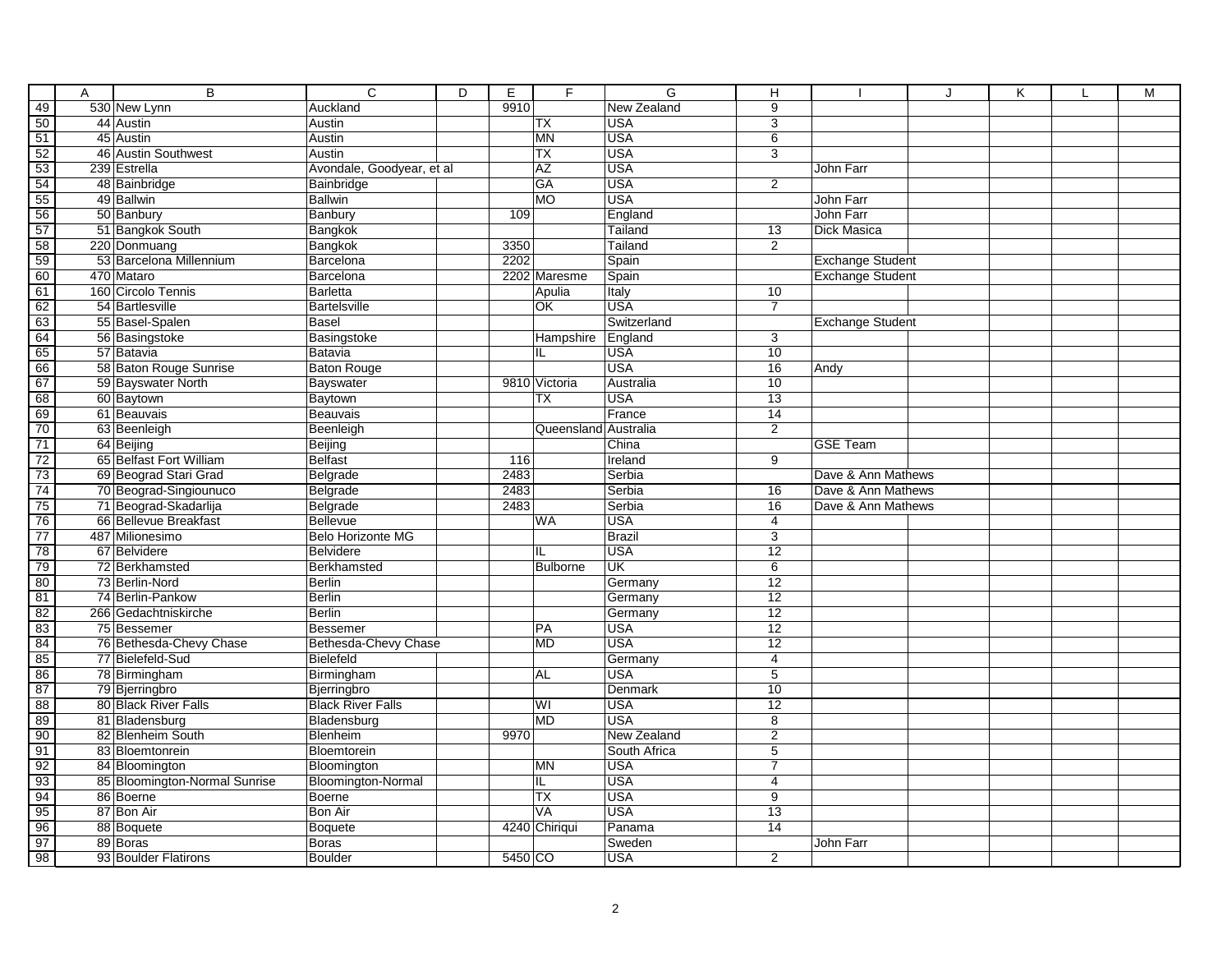| | A | B | C | D | E | F | G | H | I | J | K | L | M |
|---|---|---|---|---|---|---|---|---|---|---|---|---|---|
| 49 | 530 | New Lynn | Auckland | | 9910 | | New Zealand | 9 | | | | | |
| 50 | 44 | Austin | Austin | | | TX | USA | 3 | | | | | |
| 51 | 45 | Austin | Austin | | | MN | USA | 6 | | | | | |
| 52 | 46 | Austin Southwest | Austin | | | TX | USA | 3 | | | | | |
| 53 | 239 | Estrella | Avondale, Goodyear, et al | | | AZ | USA | | John Farr | | | | |
| 54 | 48 | Bainbridge | Bainbridge | | | GA | USA | 2 | | | | | |
| 55 | 49 | Ballwin | Ballwin | | | MO | USA | | John Farr | | | | |
| 56 | 50 | Banbury | Banbury | | 109 | | England | | John Farr | | | | |
| 57 | 51 | Bangkok South | Bangkok | | | | Tailand | 13 | Dick Masica | | | | |
| 58 | 220 | Donmuang | Bangkok | | 3350 | | Tailand | 2 | | | | | |
| 59 | 53 | Barcelona Millennium | Barcelona | | 2202 | | Spain | | Exchange Student | | | | |
| 60 | 470 | Mataro | Barcelona | | 2202 | Maresme | Spain | | Exchange Student | | | | |
| 61 | 160 | Circolo Tennis | Barletta | | | Apulia | Italy | 10 | | | | | |
| 62 | 54 | Bartlesville | Bartelsville | | | OK | USA | 7 | | | | | |
| 63 | 55 | Basel-Spalen | Basel | | | | Switzerland | | Exchange Student | | | | |
| 64 | 56 | Basingstoke | Basingstoke | | | Hampshire | England | 3 | | | | | |
| 65 | 57 | Batavia | Batavia | | | IL | USA | 10 | | | | | |
| 66 | 58 | Baton Rouge Sunrise | Baton Rouge | | | | USA | 16 | Andy | | | | |
| 67 | 59 | Bayswater North | Bayswater | | 9810 | Victoria | Australia | 10 | | | | | |
| 68 | 60 | Baytown | Baytown | | | TX | USA | 13 | | | | | |
| 69 | 61 | Beauvais | Beauvais | | | | France | 14 | | | | | |
| 70 | 63 | Beenleigh | Beenleigh | | | Queensland | Australia | 2 | | | | | |
| 71 | 64 | Beijing | Beijing | | | | China | | GSE Team | | | | |
| 72 | 65 | Belfast Fort William | Belfast | | 116 | | Ireland | 9 | | | | | |
| 73 | 69 | Beograd Stari Grad | Belgrade | | 2483 | | Serbia | | Dave & Ann Mathews | | | | |
| 74 | 70 | Beograd-Singiounuco | Belgrade | | 2483 | | Serbia | 16 | Dave & Ann Mathews | | | | |
| 75 | 71 | Beograd-Skadarlija | Belgrade | | 2483 | | Serbia | 16 | Dave & Ann Mathews | | | | |
| 76 | 66 | Bellevue Breakfast | Bellevue | | | WA | USA | 4 | | | | | |
| 77 | 487 | Milionesimo | Belo Horizonte MG | | | | Brazil | 3 | | | | | |
| 78 | 67 | Belvidere | Belvidere | | | IL | USA | 12 | | | | | |
| 79 | 72 | Berkhamsted | Berkhamsted | | | Bulborne | UK | 6 | | | | | |
| 80 | 73 | Berlin-Nord | Berlin | | | | Germany | 12 | | | | | |
| 81 | 74 | Berlin-Pankow | Berlin | | | | Germany | 12 | | | | | |
| 82 | 266 | Gedachtniskirche | Berlin | | | | Germany | 12 | | | | | |
| 83 | 75 | Bessemer | Bessemer | | | PA | USA | 12 | | | | | |
| 84 | 76 | Bethesda-Chevy Chase | Bethesda-Chevy Chase | | | MD | USA | 12 | | | | | |
| 85 | 77 | Bielefeld-Sud | Bielefeld | | | | Germany | 4 | | | | | |
| 86 | 78 | Birmingham | Birmingham | | | AL | USA | 5 | | | | | |
| 87 | 79 | Bjerringbro | Bjerringbro | | | | Denmark | 10 | | | | | |
| 88 | 80 | Black River Falls | Black River Falls | | | WI | USA | 12 | | | | | |
| 89 | 81 | Bladensburg | Bladensburg | | | MD | USA | 8 | | | | | |
| 90 | 82 | Blenheim South | Blenheim | | 9970 | | New Zealand | 2 | | | | | |
| 91 | 83 | Bloemtonrein | Bloemtorein | | | | South Africa | 5 | | | | | |
| 92 | 84 | Bloomington | Bloomington | | | MN | USA | 7 | | | | | |
| 93 | 85 | Bloomington-Normal Sunrise | Bloomington-Normal | | | IL | USA | 4 | | | | | |
| 94 | 86 | Boerne | Boerne | | | TX | USA | 9 | | | | | |
| 95 | 87 | Bon Air | Bon Air | | | VA | USA | 13 | | | | | |
| 96 | 88 | Boquete | Boquete | | 4240 | Chiriqui | Panama | 14 | | | | | |
| 97 | 89 | Boras | Boras | | | | Sweden | | John Farr | | | | |
| 98 | 93 | Boulder Flatirons | Boulder | | 5450 | CO | USA | 2 | | | | | |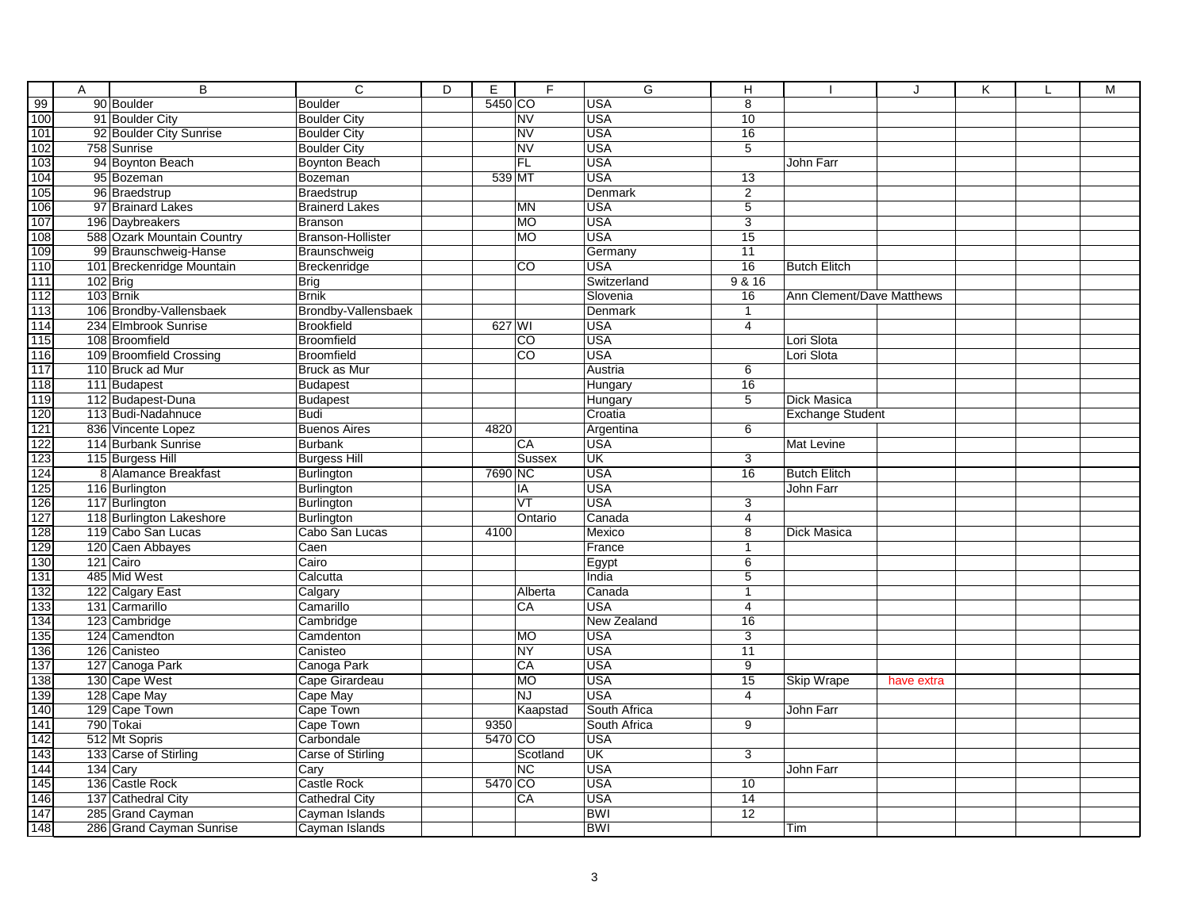| | A | B | C | D | E | F | G | H | I | J | K | L | M |
|---|---|---|---|---|---|---|---|---|---|---|---|---|---|
| 99 | 90 | Boulder | Boulder | | 5450 | CO | USA | 8 | | | | | |
| 100 | 91 | Boulder City | Boulder City | | | NV | USA | 10 | | | | | |
| 101 | 92 | Boulder City Sunrise | Boulder City | | | NV | USA | 16 | | | | | |
| 102 | 758 | Sunrise | Boulder City | | | NV | USA | 5 | | | | | |
| 103 | 94 | Boynton Beach | Boynton Beach | | | FL | USA | | John Farr | | | | |
| 104 | 95 | Bozeman | Bozeman | | 539 | MT | USA | 13 | | | | | |
| 105 | 96 | Braedstrup | Braedstrup | | | | Denmark | 2 | | | | | |
| 106 | 97 | Brainard Lakes | Brainerd Lakes | | | MN | USA | 5 | | | | | |
| 107 | 196 | Daybreakers | Branson | | | MO | USA | 3 | | | | | |
| 108 | 588 | Ozark Mountain Country | Branson-Hollister | | | MO | USA | 15 | | | | | |
| 109 | 99 | Braunschweig-Hanse | Braunschweig | | | | Germany | 11 | | | | | |
| 110 | 101 | Breckenridge Mountain | Breckenridge | | | CO | USA | 16 | Butch Elitch | | | | |
| 111 | 102 | Brig | Brig | | | | Switzerland | 9 & 16 | | | | | |
| 112 | 103 | Brnik | Brnik | | | | Slovenia | 16 | Ann Clement/Dave Matthews | | | | |
| 113 | 106 | Brondby-Vallensbaek | Brondby-Vallensbaek | | | | Denmark | 1 | | | | | |
| 114 | 234 | Elmbrook Sunrise | Brookfield | | 627 | WI | USA | 4 | | | | | |
| 115 | 108 | Broomfield | Broomfield | | | CO | USA | | Lori Slota | | | | |
| 116 | 109 | Broomfield Crossing | Broomfield | | | CO | USA | | Lori Slota | | | | |
| 117 | 110 | Bruck ad Mur | Bruck as Mur | | | | Austria | 6 | | | | | |
| 118 | 111 | Budapest | Budapest | | | | Hungary | 16 | | | | | |
| 119 | 112 | Budapest-Duna | Budapest | | | | Hungary | 5 | Dick Masica | | | | |
| 120 | 113 | Budi-Nadahnuce | Budi | | | | Croatia | | Exchange Student | | | | |
| 121 | 836 | Vincente Lopez | Buenos Aires | | 4820 | | Argentina | 6 | | | | | |
| 122 | 114 | Burbank Sunrise | Burbank | | | CA | USA | | Mat Levine | | | | |
| 123 | 115 | Burgess Hill | Burgess Hill | | | Sussex | UK | 3 | | | | | |
| 124 | 8 | Alamance Breakfast | Burlington | | 7690 | NC | USA | 16 | Butch Elitch | | | | |
| 125 | 116 | Burlington | Burlington | | | IA | USA | | John Farr | | | | |
| 126 | 117 | Burlington | Burlington | | | VT | USA | 3 | | | | | |
| 127 | 118 | Burlington Lakeshore | Burlington | | | Ontario | Canada | 4 | | | | | |
| 128 | 119 | Cabo San Lucas | Cabo San Lucas | | 4100 | | Mexico | 8 | Dick Masica | | | | |
| 129 | 120 | Caen Abbayes | Caen | | | | France | 1 | | | | | |
| 130 | 121 | Cairo | Cairo | | | | Egypt | 6 | | | | | |
| 131 | 485 | Mid West | Calcutta | | | | India | 5 | | | | | |
| 132 | 122 | Calgary East | Calgary | | | Alberta | Canada | 1 | | | | | |
| 133 | 131 | Carmarillo | Camarillo | | | CA | USA | 4 | | | | | |
| 134 | 123 | Cambridge | Cambridge | | | | New Zealand | 16 | | | | | |
| 135 | 124 | Camendton | Camdenton | | | MO | USA | 3 | | | | | |
| 136 | 126 | Canisteo | Canisteo | | | NY | USA | 11 | | | | | |
| 137 | 127 | Canoga Park | Canoga Park | | | CA | USA | 9 | | | | | |
| 138 | 130 | Cape West | Cape Girardeau | | | MO | USA | 15 | Skip Wrape | have extra | | | |
| 139 | 128 | Cape May | Cape May | | | NJ | USA | 4 | | | | | |
| 140 | 129 | Cape Town | Cape Town | | | Kaapstad | South Africa | | John Farr | | | | |
| 141 | 790 | Tokai | Cape Town | | 9350 | | South Africa | 9 | | | | | |
| 142 | 512 | Mt Sopris | Carbondale | | 5470 | CO | USA | | | | | | |
| 143 | 133 | Carse of Stirling | Carse of Stirling | | | Scotland | UK | 3 | | | | | |
| 144 | 134 | Cary | Cary | | | NC | USA | | John Farr | | | | |
| 145 | 136 | Castle Rock | Castle Rock | | 5470 | CO | USA | 10 | | | | | |
| 146 | 137 | Cathedral City | Cathedral City | | | CA | USA | 14 | | | | | |
| 147 | 285 | Grand Cayman | Cayman Islands | | | | BWI | 12 | | | | | |
| 148 | 286 | Grand Cayman Sunrise | Cayman Islands | | | | BWI | | Tim | | | | |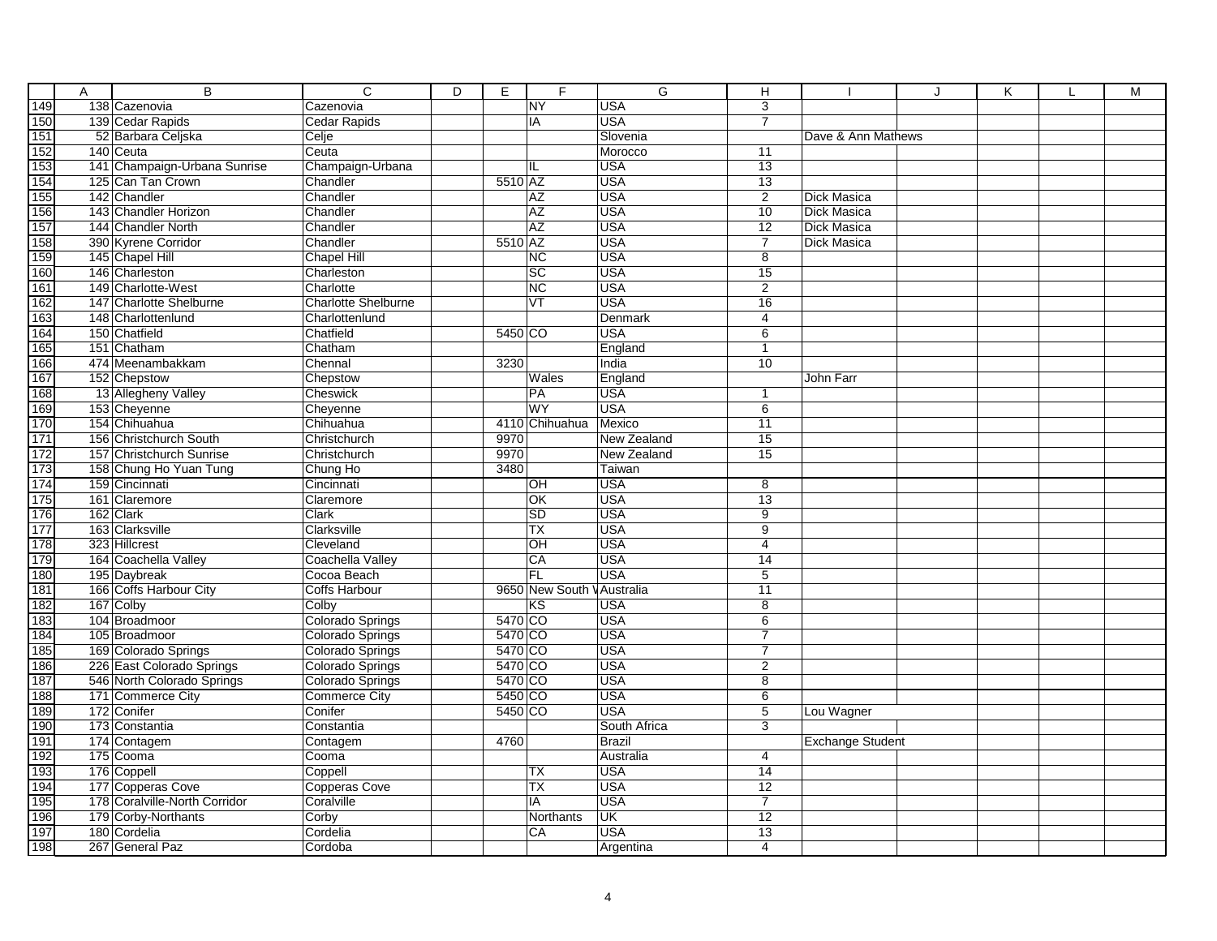| | A | B | C | D | E | F | G | H | I | J | K | L | M |
|---|---|---|---|---|---|---|---|---|---|---|---|---|---|
| 149 | 138 | Cazenovia | Cazenovia | | | NY | USA | 3 | | | | | |
| 150 | 139 | Cedar Rapids | Cedar Rapids | | | IA | USA | 7 | | | | | |
| 151 | 52 | Barbara Celjska | Celje | | | | Slovenia | | Dave & Ann Mathews | | | | |
| 152 | 140 | Ceuta | Ceuta | | | | Morocco | 11 | | | | | |
| 153 | 141 | Champaign-Urbana Sunrise | Champaign-Urbana | | | IL | USA | 13 | | | | | |
| 154 | 125 | Can Tan Crown | Chandler | | 5510 | AZ | USA | 13 | | | | | |
| 155 | 142 | Chandler | Chandler | | | AZ | USA | 2 | Dick Masica | | | | |
| 156 | 143 | Chandler Horizon | Chandler | | | AZ | USA | 10 | Dick Masica | | | | |
| 157 | 144 | Chandler North | Chandler | | | AZ | USA | 12 | Dick Masica | | | | |
| 158 | 390 | Kyrene Corridor | Chandler | | 5510 | AZ | USA | 7 | Dick Masica | | | | |
| 159 | 145 | Chapel Hill | Chapel Hill | | | NC | USA | 8 | | | | | |
| 160 | 146 | Charleston | Charleston | | | SC | USA | 15 | | | | | |
| 161 | 149 | Charlotte-West | Charlotte | | | NC | USA | 2 | | | | | |
| 162 | 147 | Charlotte Shelburne | Charlotte Shelburne | | | VT | USA | 16 | | | | | |
| 163 | 148 | Charlottenlund | Charlottenlund | | | | Denmark | 4 | | | | | |
| 164 | 150 | Chatfield | Chatfield | | 5450 | CO | USA | 6 | | | | | |
| 165 | 151 | Chatham | Chatham | | | | England | 1 | | | | | |
| 166 | 474 | Meenambakkam | Chennal | | 3230 | | India | 10 | | | | | |
| 167 | 152 | Chepstow | Chepstow | | | Wales | England | | John Farr | | | | |
| 168 | 13 | Allegheny Valley | Cheswick | | | PA | USA | 1 | | | | | |
| 169 | 153 | Cheyenne | Cheyenne | | | WY | USA | 6 | | | | | |
| 170 | 154 | Chihuahua | Chihuahua | | 4110 | Chihuahua | Mexico | 11 | | | | | |
| 171 | 156 | Christchurch South | Christchurch | | 9970 | | New Zealand | 15 | | | | | |
| 172 | 157 | Christchurch Sunrise | Christchurch | | 9970 | | New Zealand | 15 | | | | | |
| 173 | 158 | Chung Ho Yuan Tung | Chung Ho | | 3480 | | Taiwan | | | | | | |
| 174 | 159 | Cincinnati | Cincinnati | | | OH | USA | 8 | | | | | |
| 175 | 161 | Claremore | Claremore | | | OK | USA | 13 | | | | | |
| 176 | 162 | Clark | Clark | | | SD | USA | 9 | | | | | |
| 177 | 163 | Clarksville | Clarksville | | | TX | USA | 9 | | | | | |
| 178 | 323 | Hillcrest | Cleveland | | | OH | USA | 4 | | | | | |
| 179 | 164 | Coachella Valley | Coachella Valley | | | CA | USA | 14 | | | | | |
| 180 | 195 | Daybreak | Cocoa Beach | | | FL | USA | 5 | | | | | |
| 181 | 166 | Coffs Harbour City | Coffs Harbour | | 9650 | New South W | Australia | 11 | | | | | |
| 182 | 167 | Colby | Colby | | | KS | USA | 8 | | | | | |
| 183 | 104 | Broadmoor | Colorado Springs | | 5470 | CO | USA | 6 | | | | | |
| 184 | 105 | Broadmoor | Colorado Springs | | 5470 | CO | USA | 7 | | | | | |
| 185 | 169 | Colorado Springs | Colorado Springs | | 5470 | CO | USA | 7 | | | | | |
| 186 | 226 | East Colorado Springs | Colorado Springs | | 5470 | CO | USA | 2 | | | | | |
| 187 | 546 | North Colorado Springs | Colorado Springs | | 5470 | CO | USA | 8 | | | | | |
| 188 | 171 | Commerce City | Commerce City | | 5450 | CO | USA | 6 | | | | | |
| 189 | 172 | Conifer | Conifer | | 5450 | CO | USA | 5 | Lou Wagner | | | | |
| 190 | 173 | Constantia | Constantia | | | | South Africa | 3 | | | | | |
| 191 | 174 | Contagem | Contagem | | 4760 | | Brazil | | Exchange Student | | | | |
| 192 | 175 | Cooma | Cooma | | | | Australia | 4 | | | | | |
| 193 | 176 | Coppell | Coppell | | | TX | USA | 14 | | | | | |
| 194 | 177 | Copperas Cove | Copperas Cove | | | TX | USA | 12 | | | | | |
| 195 | 178 | Coralville-North Corridor | Coralville | | | IA | USA | 7 | | | | | |
| 196 | 179 | Corby-Northants | Corby | | | Northants | UK | 12 | | | | | |
| 197 | 180 | Cordelia | Cordelia | | | CA | USA | 13 | | | | | |
| 198 | 267 | General Paz | Cordoba | | | | Argentina | 4 | | | | | |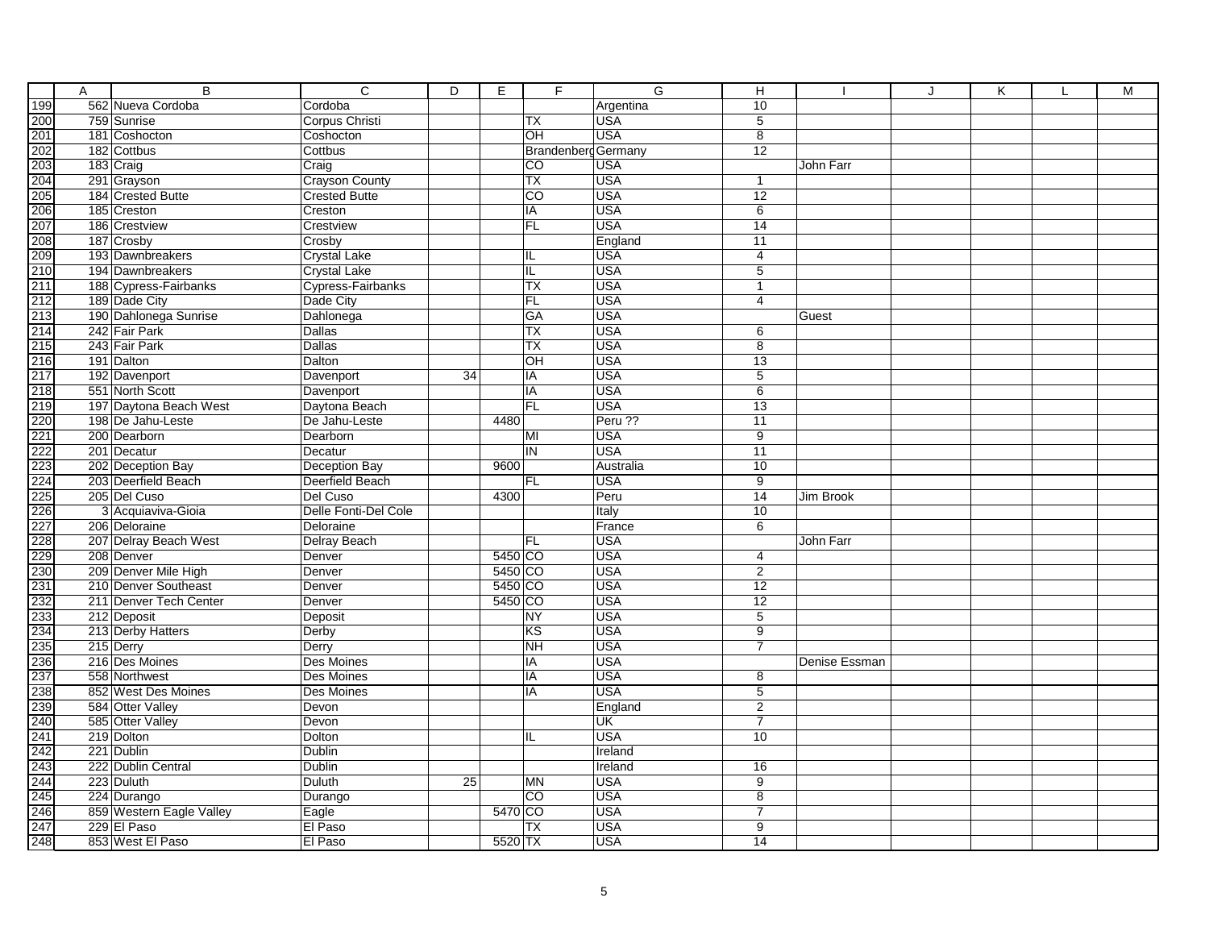| | A | B | C | D | E | F | G | H | I | J | K | L | M |
|---|---|---|---|---|---|---|---|---|---|---|---|---|---|
| 199 | 562 | Nueva Cordoba | Cordoba | | | | Argentina | 10 | | | | | |
| 200 | 759 | Sunrise | Corpus Christi | | | TX | USA | 5 | | | | | |
| 201 | 181 | Coshocton | Coshocton | | | OH | USA | 8 | | | | | |
| 202 | 182 | Cottbus | Cottbus | | | Brandenberg | Germany | 12 | | | | | |
| 203 | 183 | Craig | Craig | | | CO | USA | | John Farr | | | | |
| 204 | 291 | Grayson | Crayson County | | | TX | USA | 1 | | | | | |
| 205 | 184 | Crested Butte | Crested Butte | | | CO | USA | 12 | | | | | |
| 206 | 185 | Creston | Creston | | | IA | USA | 6 | | | | | |
| 207 | 186 | Crestview | Crestview | | | FL | USA | 14 | | | | | |
| 208 | 187 | Crosby | Crosby | | | | England | 11 | | | | | |
| 209 | 193 | Dawnbreakers | Crystal Lake | | | IL | USA | 4 | | | | | |
| 210 | 194 | Dawnbreakers | Crystal Lake | | | IL | USA | 5 | | | | | |
| 211 | 188 | Cypress-Fairbanks | Cypress-Fairbanks | | | TX | USA | 1 | | | | | |
| 212 | 189 | Dade City | Dade City | | | FL | USA | 4 | | | | | |
| 213 | 190 | Dahlonega Sunrise | Dahlonega | | | GA | USA | | Guest | | | | |
| 214 | 242 | Fair Park | Dallas | | | TX | USA | 6 | | | | | |
| 215 | 243 | Fair Park | Dallas | | | TX | USA | 8 | | | | | |
| 216 | 191 | Dalton | Dalton | | | OH | USA | 13 | | | | | |
| 217 | 192 | Davenport | Davenport | 34 | | IA | USA | 5 | | | | | |
| 218 | 551 | North Scott | Davenport | | | IA | USA | 6 | | | | | |
| 219 | 197 | Daytona Beach West | Daytona Beach | | | FL | USA | 13 | | | | | |
| 220 | 198 | De Jahu-Leste | De Jahu-Leste | | 4480 | | Peru ?? | 11 | | | | | |
| 221 | 200 | Dearborn | Dearborn | | | MI | USA | 9 | | | | | |
| 222 | 201 | Decatur | Decatur | | | IN | USA | 11 | | | | | |
| 223 | 202 | Deception Bay | Deception Bay | | 9600 | | Australia | 10 | | | | | |
| 224 | 203 | Deerfield Beach | Deerfield Beach | | | FL | USA | 9 | | | | | |
| 225 | 205 | Del Cuso | Del Cuso | | 4300 | | Peru | 14 | Jim Brook | | | | |
| 226 | 3 | Acquiaviva-Gioia | Delle Fonti-Del Cole | | | | Italy | 10 | | | | | |
| 227 | 206 | Deloraine | Deloraine | | | | France | 6 | | | | | |
| 228 | 207 | Delray Beach West | Delray Beach | | | FL | USA | | John Farr | | | | |
| 229 | 208 | Denver | Denver | | 5450 | CO | USA | 4 | | | | | |
| 230 | 209 | Denver Mile High | Denver | | 5450 | CO | USA | 2 | | | | | |
| 231 | 210 | Denver Southeast | Denver | | 5450 | CO | USA | 12 | | | | | |
| 232 | 211 | Denver Tech Center | Denver | | 5450 | CO | USA | 12 | | | | | |
| 233 | 212 | Deposit | Deposit | | | NY | USA | 5 | | | | | |
| 234 | 213 | Derby Hatters | Derby | | | KS | USA | 9 | | | | | |
| 235 | 215 | Derry | Derry | | | NH | USA | 7 | | | | | |
| 236 | 216 | Des Moines | Des Moines | | | IA | USA | | Denise Essman | | | | |
| 237 | 558 | Northwest | Des Moines | | | IA | USA | 8 | | | | | |
| 238 | 852 | West Des Moines | Des Moines | | | IA | USA | 5 | | | | | |
| 239 | 584 | Otter Valley | Devon | | | | England | 2 | | | | | |
| 240 | 585 | Otter Valley | Devon | | | | UK | 7 | | | | | |
| 241 | 219 | Dolton | Dolton | | | IL | USA | 10 | | | | | |
| 242 | 221 | Dublin | Dublin | | | | Ireland | | | | | | |
| 243 | 222 | Dublin Central | Dublin | | | | Ireland | 16 | | | | | |
| 244 | 223 | Duluth | Duluth | 25 | | MN | USA | 9 | | | | | |
| 245 | 224 | Durango | Durango | | | CO | USA | 8 | | | | | |
| 246 | 859 | Western Eagle Valley | Eagle | | 5470 | CO | USA | 7 | | | | | |
| 247 | 229 | El Paso | El Paso | | | TX | USA | 9 | | | | | |
| 248 | 853 | West El Paso | El Paso | | 5520 | TX | USA | 14 | | | | | |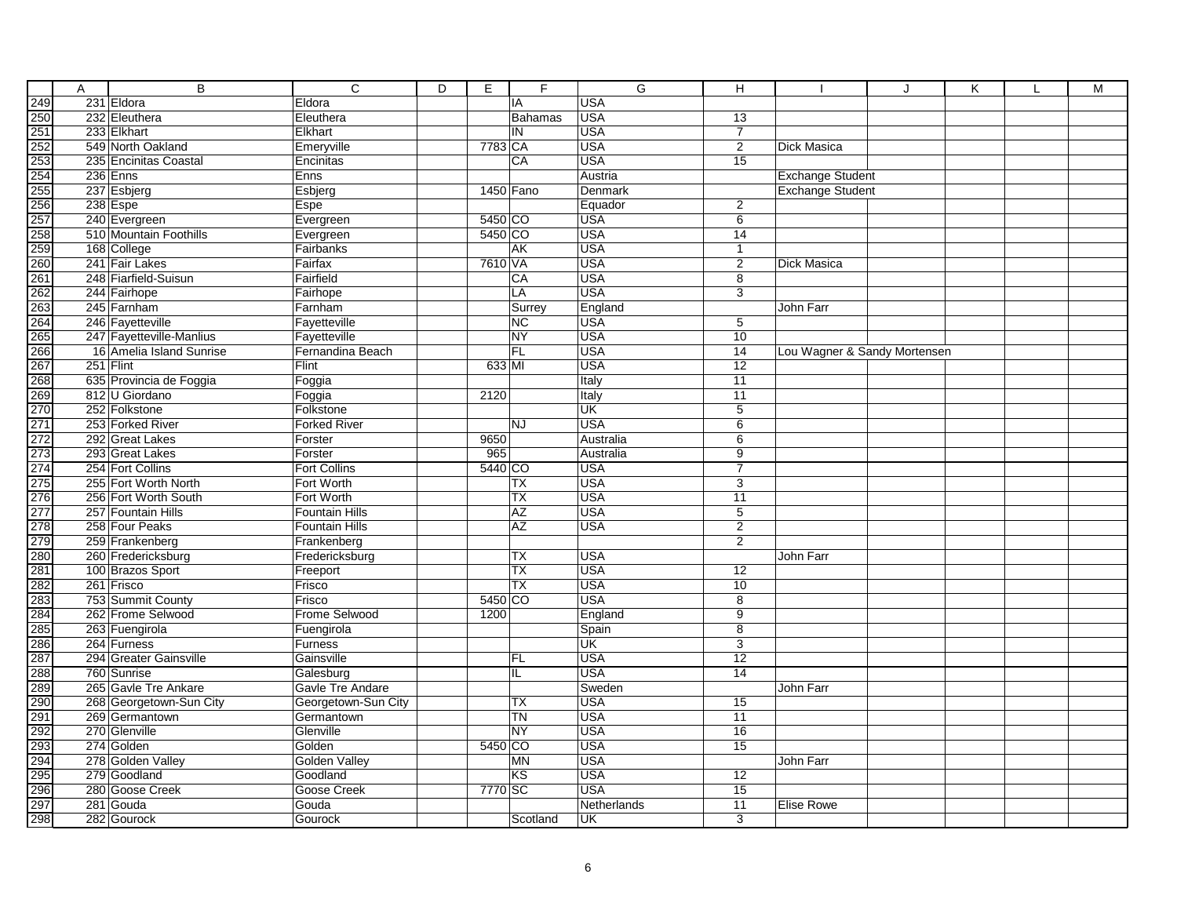| | A | B | C | D | E | F | G | H | I | J | K | L | M |
|---|---|---|---|---|---|---|---|---|---|---|---|---|---|
| 249 | 231 | Eldora | Eldora | | | IA | USA | | | | | | |
| 250 | 232 | Eleuthera | Eleuthera | | | Bahamas | USA | 13 | | | | | |
| 251 | 233 | Elkhart | Elkhart | | | IN | USA | 7 | | | | | |
| 252 | 549 | North Oakland | Emeryville | | 7783 | CA | USA | 2 | Dick Masica | | | | |
| 253 | 235 | Encinitas Coastal | Encinitas | | | CA | USA | 15 | | | | | |
| 254 | 236 | Enns | Enns | | | | Austria | | Exchange Student | | | | |
| 255 | 237 | Esbjerg | Esbjerg | | 1450 | Fano | Denmark | | Exchange Student | | | | |
| 256 | 238 | Espe | Espe | | | | Equador | 2 | | | | | |
| 257 | 240 | Evergreen | Evergreen | | 5450 | CO | USA | 6 | | | | | |
| 258 | 510 | Mountain Foothills | Evergreen | | 5450 | CO | USA | 14 | | | | | |
| 259 | 168 | College | Fairbanks | | | AK | USA | 1 | | | | | |
| 260 | 241 | Fair Lakes | Fairfax | | 7610 | VA | USA | 2 | Dick Masica | | | | |
| 261 | 248 | Fiarfield-Suisun | Fairfield | | | CA | USA | 8 | | | | | |
| 262 | 244 | Fairhope | Fairhope | | | LA | USA | 3 | | | | | |
| 263 | 245 | Farnham | Farnham | | | Surrey | England | | John Farr | | | | |
| 264 | 246 | Fayetteville | Fayetteville | | | NC | USA | 5 | | | | | |
| 265 | 247 | Fayetteville-Manlius | Fayetteville | | | NY | USA | 10 | | | | | |
| 266 | 16 | Amelia Island Sunrise | Fernandina Beach | | | FL | USA | 14 | Lou Wagner & Sandy Mortensen | | | | |
| 267 | 251 | Flint | Flint | | 633 | MI | USA | 12 | | | | | |
| 268 | 635 | Provincia de Foggia | Foggia | | | | Italy | 11 | | | | | |
| 269 | 812 | U Giordano | Foggia | | 2120 | | Italy | 11 | | | | | |
| 270 | 252 | Folkstone | Folkstone | | | | UK | 5 | | | | | |
| 271 | 253 | Forked River | Forked River | | | NJ | USA | 6 | | | | | |
| 272 | 292 | Great Lakes | Forster | | 9650 | | Australia | 6 | | | | | |
| 273 | 293 | Great Lakes | Forster | | 965 | | Australia | 9 | | | | | |
| 274 | 254 | Fort Collins | Fort Collins | | 5440 | CO | USA | 7 | | | | | |
| 275 | 255 | Fort Worth North | Fort Worth | | | TX | USA | 3 | | | | | |
| 276 | 256 | Fort Worth South | Fort Worth | | | TX | USA | 11 | | | | | |
| 277 | 257 | Fountain Hills | Fountain Hills | | | AZ | USA | 5 | | | | | |
| 278 | 258 | Four Peaks | Fountain Hills | | | AZ | USA | 2 | | | | | |
| 279 | 259 | Frankenberg | Frankenberg | | | | | 2 | | | | | |
| 280 | 260 | Fredericksburg | Fredericksburg | | | TX | USA | | John Farr | | | | |
| 281 | 100 | Brazos Sport | Freeport | | | TX | USA | 12 | | | | | |
| 282 | 261 | Frisco | Frisco | | | TX | USA | 10 | | | | | |
| 283 | 753 | Summit County | Frisco | | 5450 | CO | USA | 8 | | | | | |
| 284 | 262 | Frome Selwood | Frome Selwood | | 1200 | | England | 9 | | | | | |
| 285 | 263 | Fuengirola | Fuengirola | | | | Spain | 8 | | | | | |
| 286 | 264 | Furness | Furness | | | | UK | 3 | | | | | |
| 287 | 294 | Greater Gainsville | Gainsville | | | FL | USA | 12 | | | | | |
| 288 | 760 | Sunrise | Galesburg | | | IL | USA | 14 | | | | | |
| 289 | 265 | Gavle Tre Ankare | Gavle Tre Andare | | | | Sweden | | John Farr | | | | |
| 290 | 268 | Georgetown-Sun City | Georgetown-Sun City | | | TX | USA | 15 | | | | | |
| 291 | 269 | Germantown | Germantown | | | TN | USA | 11 | | | | | |
| 292 | 270 | Glenville | Glenville | | | NY | USA | 16 | | | | | |
| 293 | 274 | Golden | Golden | | 5450 | CO | USA | 15 | | | | | |
| 294 | 278 | Golden Valley | Golden Valley | | | MN | USA | | John Farr | | | | |
| 295 | 279 | Goodland | Goodland | | | KS | USA | 12 | | | | | |
| 296 | 280 | Goose Creek | Goose Creek | | 7770 | SC | USA | 15 | | | | | |
| 297 | 281 | Gouda | Gouda | | | | Netherlands | 11 | Elise Rowe | | | | |
| 298 | 282 | Gourock | Gourock | | | Scotland | UK | 3 | | | | | |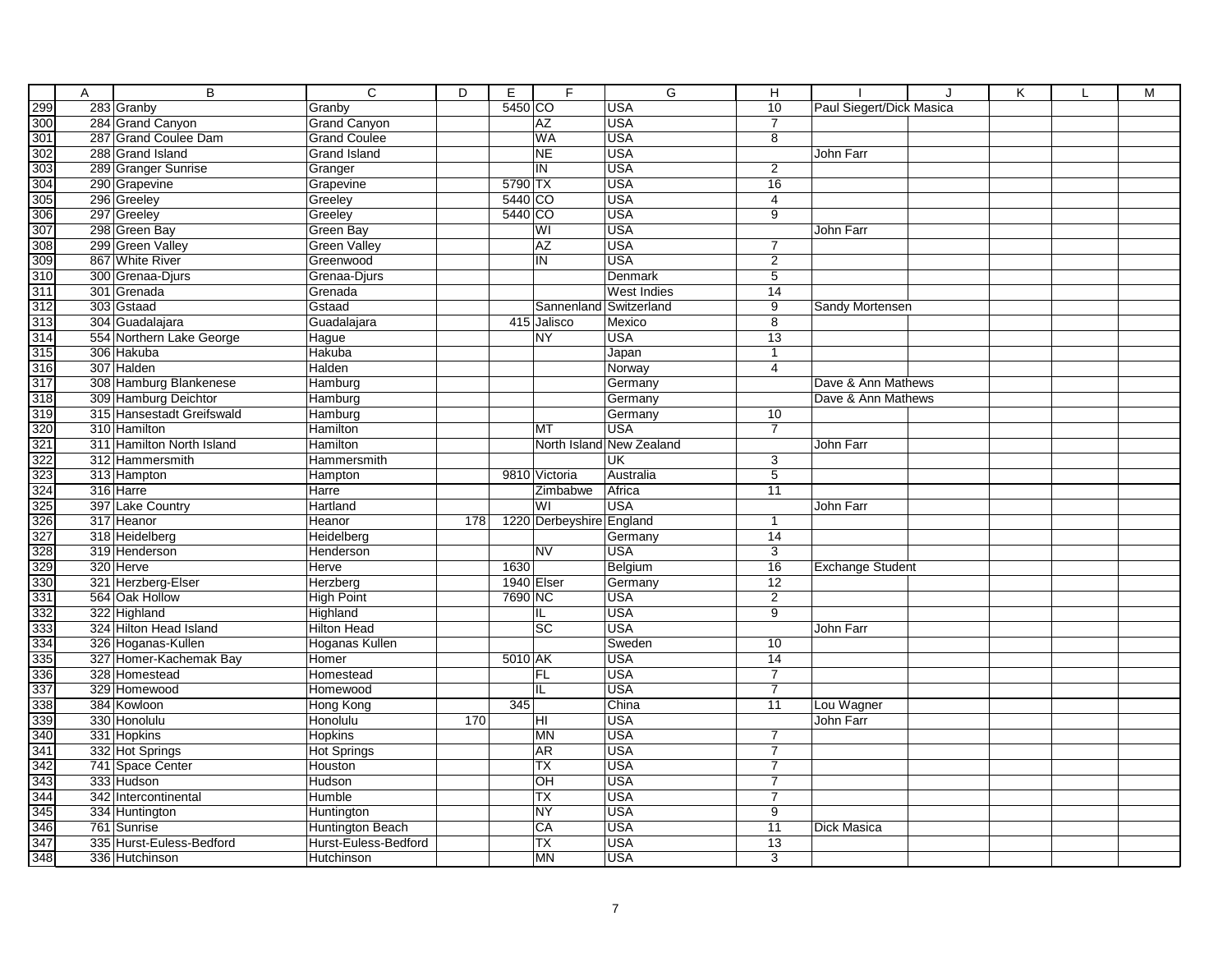| | A | B | C | D | E | F | G | H | I | J | K | L | M |
|---|---|---|---|---|---|---|---|---|---|---|---|---|---|
| 299 | 283 | Granby | Granby | | 5450 | CO | USA | 10 | Paul Siegert/Dick Masica | | | | |
| 300 | 284 | Grand Canyon | Grand Canyon | | | AZ | USA | 7 | | | | | |
| 301 | 287 | Grand Coulee Dam | Grand Coulee | | | WA | USA | 8 | | | | | |
| 302 | 288 | Grand Island | Grand Island | | | NE | USA | | John Farr | | | | |
| 303 | 289 | Granger Sunrise | Granger | | | IN | USA | 2 | | | | | |
| 304 | 290 | Grapevine | Grapevine | | 5790 | TX | USA | 16 | | | | | |
| 305 | 296 | Greeley | Greeley | | 5440 | CO | USA | 4 | | | | | |
| 306 | 297 | Greeley | Greeley | | 5440 | CO | USA | 9 | | | | | |
| 307 | 298 | Green Bay | Green Bay | | | WI | USA | | John Farr | | | | |
| 308 | 299 | Green Valley | Green Valley | | | AZ | USA | 7 | | | | | |
| 309 | 867 | White River | Greenwood | | | IN | USA | 2 | | | | | |
| 310 | 300 | Grenaa-Djurs | Grenaa-Djurs | | | | Denmark | 5 | | | | | |
| 311 | 301 | Grenada | Grenada | | | | West Indies | 14 | | | | | |
| 312 | 303 | Gstaad | Gstaad | | | Sannenland | Switzerland | 9 | Sandy Mortensen | | | | |
| 313 | 304 | Guadalajara | Guadalajara | | 415 | Jalisco | Mexico | 8 | | | | | |
| 314 | 554 | Northern Lake George | Hague | | | NY | USA | 13 | | | | | |
| 315 | 306 | Hakuba | Hakuba | | | | Japan | 1 | | | | | |
| 316 | 307 | Halden | Halden | | | | Norway | 4 | | | | | |
| 317 | 308 | Hamburg Blankenese | Hamburg | | | | Germany | | Dave & Ann Mathews | | | | |
| 318 | 309 | Hamburg Deichtor | Hamburg | | | | Germany | | Dave & Ann Mathews | | | | |
| 319 | 315 | Hansestadt Greifswald | Hamburg | | | | Germany | 10 | | | | | |
| 320 | 310 | Hamilton | Hamilton | | | MT | USA | 7 | | | | | |
| 321 | 311 | Hamilton North Island | Hamilton | | | North Island | New Zealand | | John Farr | | | | |
| 322 | 312 | Hammersmith | Hammersmith | | | | UK | 3 | | | | | |
| 323 | 313 | Hampton | Hampton | | 9810 | Victoria | Australia | 5 | | | | | |
| 324 | 316 | Harre | Harre | | | Zimbabwe | Africa | 11 | | | | | |
| 325 | 397 | Lake Country | Hartland | | | WI | USA | | John Farr | | | | |
| 326 | 317 | Heanor | Heanor | 178 | 1220 | Derbeyshire | England | 1 | | | | | |
| 327 | 318 | Heidelberg | Heidelberg | | | | Germany | 14 | | | | | |
| 328 | 319 | Henderson | Henderson | | | NV | USA | 3 | | | | | |
| 329 | 320 | Herve | Herve | | 1630 | | Belgium | 16 | Exchange Student | | | | |
| 330 | 321 | Herzberg-Elser | Herzberg | | 1940 | Elser | Germany | 12 | | | | | |
| 331 | 564 | Oak Hollow | High Point | | 7690 | NC | USA | 2 | | | | | |
| 332 | 322 | Highland | Highland | | | IL | USA | 9 | | | | | |
| 333 | 324 | Hilton Head Island | Hilton Head | | | SC | USA | | John Farr | | | | |
| 334 | 326 | Hoganas-Kullen | Hoganas Kullen | | | | Sweden | 10 | | | | | |
| 335 | 327 | Homer-Kachemak Bay | Homer | | 5010 | AK | USA | 14 | | | | | |
| 336 | 328 | Homestead | Homestead | | | FL | USA | 7 | | | | | |
| 337 | 329 | Homewood | Homewood | | | IL | USA | 7 | | | | | |
| 338 | 384 | Kowloon | Hong Kong | | 345 | | China | 11 | Lou Wagner | | | | |
| 339 | 330 | Honolulu | Honolulu | 170 | | HI | USA | | John Farr | | | | |
| 340 | 331 | Hopkins | Hopkins | | | MN | USA | 7 | | | | | |
| 341 | 332 | Hot Springs | Hot Springs | | | AR | USA | 7 | | | | | |
| 342 | 741 | Space Center | Houston | | | TX | USA | 7 | | | | | |
| 343 | 333 | Hudson | Hudson | | | OH | USA | 7 | | | | | |
| 344 | 342 | Intercontinental | Humble | | | TX | USA | 7 | | | | | |
| 345 | 334 | Huntington | Huntington | | | NY | USA | 9 | | | | | |
| 346 | 761 | Sunrise | Huntington Beach | | | CA | USA | 11 | Dick Masica | | | | |
| 347 | 335 | Hurst-Euless-Bedford | Hurst-Euless-Bedford | | | TX | USA | 13 | | | | | |
| 348 | 336 | Hutchinson | Hutchinson | | | MN | USA | 3 | | | | | |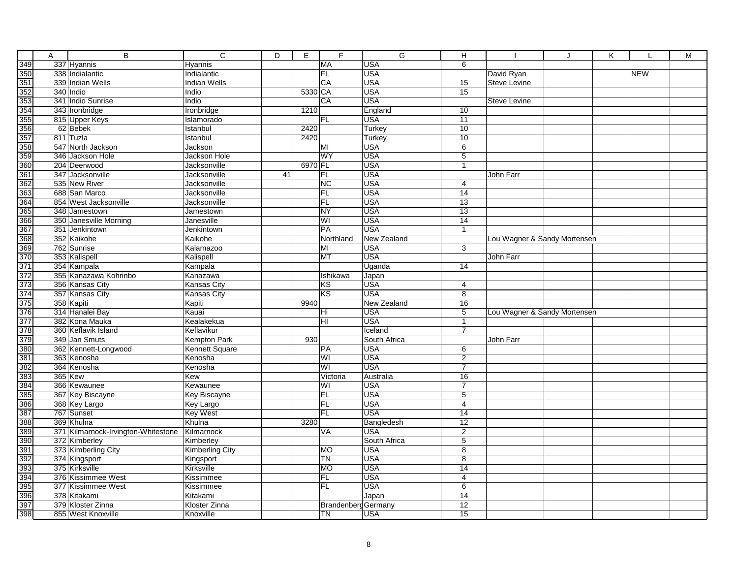| | A | B | C | D | E | F | G | H | I | J | K | L | M |
|---|---|---|---|---|---|---|---|---|---|---|---|---|---|
| 349 | 337 | Hyannis | Hyannis | | | MA | USA | 6 | | | | | |
| 350 | 338 | Indialantic | Indialantic | | | FL | USA | | David Ryan | | | NEW | |
| 351 | 339 | Indian Wells | Indian Wells | | | CA | USA | 15 | Steve Levine | | | | |
| 352 | 340 | Indio | Indio | | 5330 | CA | USA | 15 | | | | | |
| 353 | 341 | Indio Sunrise | Indio | | | CA | USA | | Steve Levine | | | | |
| 354 | 343 | Ironbridge | Ironbridge | | 1210 | | England | 10 | | | | | |
| 355 | 815 | Upper Keys | Islamorado | | | FL | USA | 11 | | | | | |
| 356 | 62 | Bebek | Istanbul | | 2420 | | Turkey | 10 | | | | | |
| 357 | 811 | Tuzla | Istanbul | | 2420 | | Turkey | 10 | | | | | |
| 358 | 547 | North Jackson | Jackson | | | MI | USA | 6 | | | | | |
| 359 | 346 | Jackson Hole | Jackson Hole | | | WY | USA | 5 | | | | | |
| 360 | 204 | Deerwood | Jacksonville | | 6970 | FL | USA | 1 | | | | | |
| 361 | 347 | Jacksonville | Jacksonville | 41 | | FL | USA | | John Farr | | | | |
| 362 | 535 | New River | Jacksonville | | | NC | USA | 4 | | | | | |
| 363 | 688 | San Marco | Jacksonville | | | FL | USA | 14 | | | | | |
| 364 | 854 | West Jacksonville | Jacksonville | | | FL | USA | 13 | | | | | |
| 365 | 348 | Jamestown | Jamestown | | | NY | USA | 13 | | | | | |
| 366 | 350 | Janesville Morning | Janesville | | | WI | USA | 14 | | | | | |
| 367 | 351 | Jenkintown | Jenkintown | | | PA | USA | 1 | | | | | |
| 368 | 352 | Kaikohe | Kaikohe | | | Northland | New Zealand | | Lou Wagner & Sandy Mortensen | | | | |
| 369 | 762 | Sunrise | Kalamazoo | | | MI | USA | 3 | | | | | |
| 370 | 353 | Kalispell | Kalispell | | | MT | USA | | John Farr | | | | |
| 371 | 354 | Kampala | Kampala | | | | Uganda | 14 | | | | | |
| 372 | 355 | Kanazawa Kohrinbo | Kanazawa | | | Ishikawa | Japan | | | | | | |
| 373 | 356 | Kansas City | Kansas City | | | KS | USA | 4 | | | | | |
| 374 | 357 | Kansas City | Kansas City | | | KS | USA | 8 | | | | | |
| 375 | 358 | Kapiti | Kapiti | | 9940 | | New Zealand | 16 | | | | | |
| 376 | 314 | Hanalei Bay | Kauai | | | Hi | USA | 5 | Lou Wagner & Sandy Mortensen | | | | |
| 377 | 382 | Kona Mauka | Kealakekua | | | HI | USA | 1 | | | | | |
| 378 | 360 | Keflavik Island | Keflavikur | | | | Iceland | 7 | | | | | |
| 379 | 349 | Jan Smuts | Kempton Park | | 930 | | South Africa | | John Farr | | | | |
| 380 | 362 | Kennett-Longwood | Kennett Square | | | PA | USA | 6 | | | | | |
| 381 | 363 | Kenosha | Kenosha | | | WI | USA | 2 | | | | | |
| 382 | 364 | Kenosha | Kenosha | | | WI | USA | 7 | | | | | |
| 383 | 365 | Kew | Kew | | | Victoria | Australia | 16 | | | | | |
| 384 | 366 | Kewaunee | Kewaunee | | | WI | USA | 7 | | | | | |
| 385 | 367 | Key Biscayne | Key Biscayne | | | FL | USA | 5 | | | | | |
| 386 | 368 | Key Largo | Key Largo | | | FL | USA | 4 | | | | | |
| 387 | 767 | Sunset | Key West | | | FL | USA | 14 | | | | | |
| 388 | 369 | Khulna | Khulna | | 3280 | | Bangledesh | 12 | | | | | |
| 389 | 371 | Kilmarnock-Irvington-Whitestone | Kilmarnock | | | VA | USA | 2 | | | | | |
| 390 | 372 | Kimberley | Kimberley | | | | South Africa | 5 | | | | | |
| 391 | 373 | Kimberling City | Kimberling City | | | MO | USA | 8 | | | | | |
| 392 | 374 | Kingsport | Kingsport | | | TN | USA | 8 | | | | | |
| 393 | 375 | Kirksville | Kirksville | | | MO | USA | 14 | | | | | |
| 394 | 376 | Kissimmee West | Kissimmee | | | FL | USA | 4 | | | | | |
| 395 | 377 | Kissimmee West | Kissimmee | | | FL | USA | 6 | | | | | |
| 396 | 378 | Kitakami | Kitakami | | | | Japan | 14 | | | | | |
| 397 | 379 | Kloster Zinna | Kloster Zinna | | | Brandenberg | Germany | 12 | | | | | |
| 398 | 855 | West Knoxville | Knoxville | | | TN | USA | 15 | | | | | |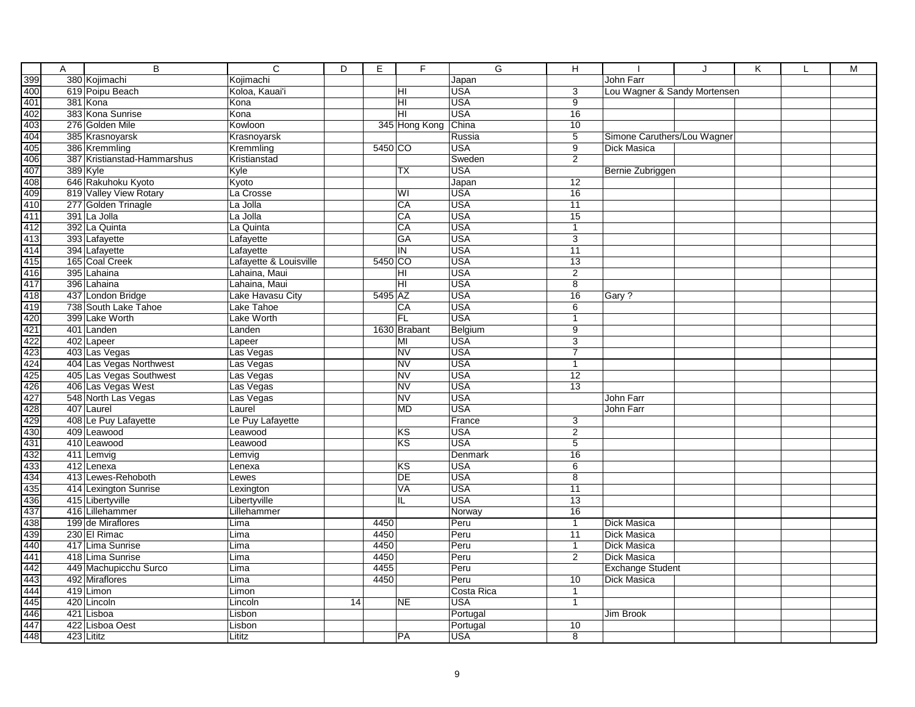| | A | B | C | D | E | F | G | H | I | J | K | L | M |
|---|---|---|---|---|---|---|---|---|---|---|---|---|---|
| 399 | 380 | Kojimachi | Kojimachi | | | | Japan | | John Farr | | | | |
| 400 | 619 | Poipu Beach | Koloa, Kauai'i | | | HI | USA | 3 | Lou Wagner & Sandy Mortensen | | | | |
| 401 | 381 | Kona | Kona | | | HI | USA | 9 | | | | | |
| 402 | 383 | Kona Sunrise | Kona | | | HI | USA | 16 | | | | | |
| 403 | 276 | Golden Mile | Kowloon | | 345 | Hong Kong | China | 10 | | | | | |
| 404 | 385 | Krasnoyarsk | Krasnoyarsk | | | | Russia | 5 | Simone Caruthers/Lou Wagner | | | | |
| 405 | 386 | Kremmling | Kremmling | | 5450 | CO | USA | 9 | Dick Masica | | | | |
| 406 | 387 | Kristianstad-Hammarshus | Kristianstad | | | | Sweden | 2 | | | | | |
| 407 | 389 | Kyle | Kyle | | | TX | USA | | Bernie Zubriggen | | | | |
| 408 | 646 | Rakuhoku Kyoto | Kyoto | | | | Japan | 12 | | | | | |
| 409 | 819 | Valley View Rotary | La Crosse | | | WI | USA | 16 | | | | | |
| 410 | 277 | Golden Trinagle | La Jolla | | | CA | USA | 11 | | | | | |
| 411 | 391 | La Jolla | La Jolla | | | CA | USA | 15 | | | | | |
| 412 | 392 | La Quinta | La Quinta | | | CA | USA | 1 | | | | | |
| 413 | 393 | Lafayette | Lafayette | | | GA | USA | 3 | | | | | |
| 414 | 394 | Lafayette | Lafayette | | | IN | USA | 11 | | | | | |
| 415 | 165 | Coal Creek | Lafayette & Louisville | | 5450 | CO | USA | 13 | | | | | |
| 416 | 395 | Lahaina | Lahaina, Maui | | | HI | USA | 2 | | | | | |
| 417 | 396 | Lahaina | Lahaina, Maui | | | HI | USA | 8 | | | | | |
| 418 | 437 | London Bridge | Lake Havasu City | | 5495 | AZ | USA | 16 | Gary ? | | | | |
| 419 | 738 | South Lake Tahoe | Lake Tahoe | | | CA | USA | 6 | | | | | |
| 420 | 399 | Lake Worth | Lake Worth | | | FL | USA | 1 | | | | | |
| 421 | 401 | Landen | Landen | | 1630 | Brabant | Belgium | 9 | | | | | |
| 422 | 402 | Lapeer | Lapeer | | | MI | USA | 3 | | | | | |
| 423 | 403 | Las Vegas | Las Vegas | | | NV | USA | 7 | | | | | |
| 424 | 404 | Las Vegas Northwest | Las Vegas | | | NV | USA | 1 | | | | | |
| 425 | 405 | Las Vegas Southwest | Las Vegas | | | NV | USA | 12 | | | | | |
| 426 | 406 | Las Vegas West | Las Vegas | | | NV | USA | 13 | | | | | |
| 427 | 548 | North Las Vegas | Las Vegas | | | NV | USA | | John Farr | | | | |
| 428 | 407 | Laurel | Laurel | | | MD | USA | | John Farr | | | | |
| 429 | 408 | Le Puy Lafayette | Le Puy Lafayette | | | | France | 3 | | | | | |
| 430 | 409 | Leawood | Leawood | | | KS | USA | 2 | | | | | |
| 431 | 410 | Leawood | Leawood | | | KS | USA | 5 | | | | | |
| 432 | 411 | Lemvig | Lemvig | | | | Denmark | 16 | | | | | |
| 433 | 412 | Lenexa | Lenexa | | | KS | USA | 6 | | | | | |
| 434 | 413 | Lewes-Rehoboth | Lewes | | | DE | USA | 8 | | | | | |
| 435 | 414 | Lexington Sunrise | Lexington | | | VA | USA | 11 | | | | | |
| 436 | 415 | Libertyville | Libertyville | | | IL | USA | 13 | | | | | |
| 437 | 416 | Lillehammer | Lillehammer | | | | Norway | 16 | | | | | |
| 438 | 199 | de Miraflores | Lima | | 4450 | | Peru | 1 | Dick Masica | | | | |
| 439 | 230 | El Rimac | Lima | | 4450 | | Peru | 11 | Dick Masica | | | | |
| 440 | 417 | Lima Sunrise | Lima | | 4450 | | Peru | 1 | Dick Masica | | | | |
| 441 | 418 | Lima Sunrise | Lima | | 4450 | | Peru | 2 | Dick Masica | | | | |
| 442 | 449 | Machupicchu Surco | Lima | | 4455 | | Peru | | Exchange Student | | | | |
| 443 | 492 | Miraflores | Lima | | 4450 | | Peru | 10 | Dick Masica | | | | |
| 444 | 419 | Limon | Limon | | | | Costa Rica | 1 | | | | | |
| 445 | 420 | Lincoln | Lincoln | 14 | | NE | USA | 1 | | | | | |
| 446 | 421 | Lisboa | Lisbon | | | | Portugal | | Jim Brook | | | | |
| 447 | 422 | Lisboa Oest | Lisbon | | | | Portugal | 10 | | | | | |
| 448 | 423 | Lititz | Lititz | | | PA | USA | 8 | | | | | |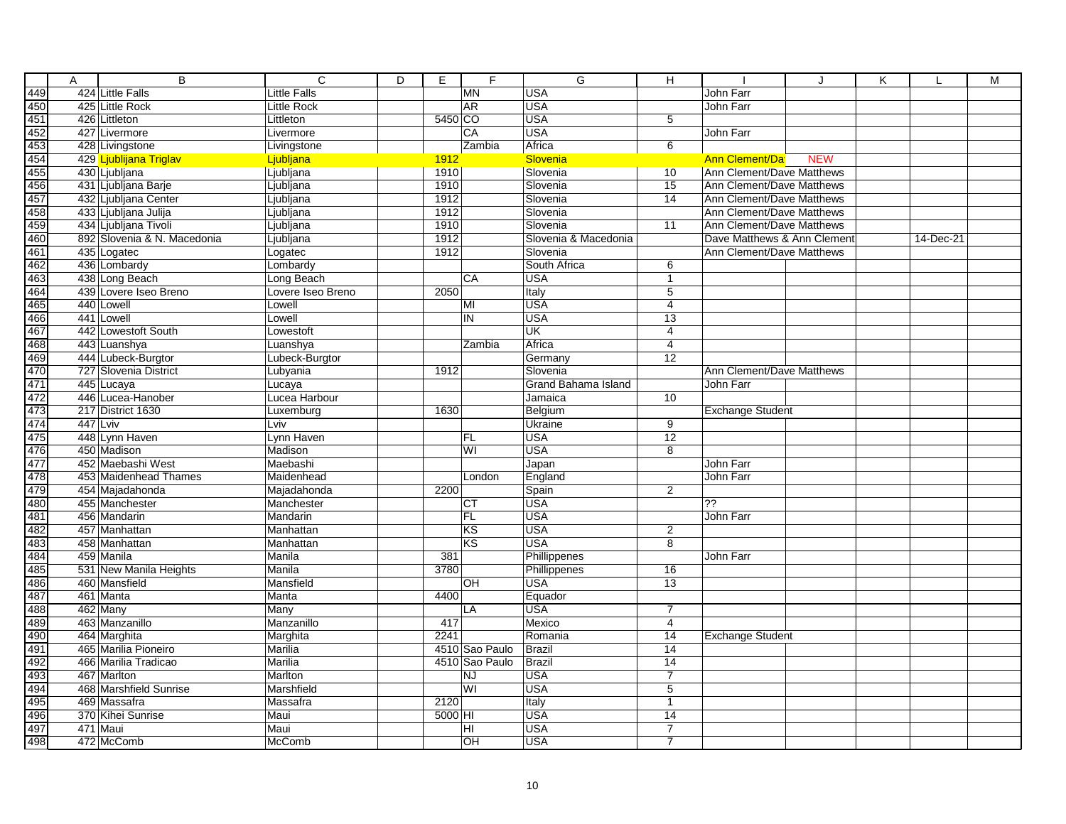| | A | B | C | D | E | F | G | H | I | J | K | L | M |
|---|---|---|---|---|---|---|---|---|---|---|---|---|---|
| 449 | 424 | Little Falls | Little Falls | | | MN | USA | | John Farr | | | | |
| 450 | 425 | Little Rock | Little Rock | | | AR | USA | | John Farr | | | | |
| 451 | 426 | Littleton | Littleton | | 5450 | CO | USA | 5 | | | | | |
| 452 | 427 | Livermore | Livermore | | | CA | USA | | John Farr | | | | |
| 453 | 428 | Livingstone | Livingstone | | | Zambia | Africa | 6 | | | | | |
| 454 | 429 | Ljublijana Triglav | Ljubljana | | 1912 | | Slovenia | | Ann Clement/Da | NEW | | | |
| 455 | 430 | Ljubljana | Ljubljana | | 1910 | | Slovenia | 10 | Ann Clement/Dave Matthews | | | | |
| 456 | 431 | Ljubljana Barje | Ljubljana | | 1910 | | Slovenia | 15 | Ann Clement/Dave Matthews | | | | |
| 457 | 432 | Ljubljana Center | Ljubljana | | 1912 | | Slovenia | 14 | Ann Clement/Dave Matthews | | | | |
| 458 | 433 | Ljubljana Julija | Ljubljana | | 1912 | | Slovenia | | Ann Clement/Dave Matthews | | | | |
| 459 | 434 | Ljubljana Tivoli | Ljubljana | | 1910 | | Slovenia | 11 | Ann Clement/Dave Matthews | | | | |
| 460 | 892 | Slovenia & N. Macedonia | Ljubljana | | 1912 | | Slovenia & Macedonia | | Dave Matthews & Ann Clement | | | 14-Dec-21 | |
| 461 | 435 | Logatec | Logatec | | 1912 | | Slovenia | | Ann Clement/Dave Matthews | | | | |
| 462 | 436 | Lombardy | Lombardy | | | | South Africa | 6 | | | | | |
| 463 | 438 | Long Beach | Long Beach | | | CA | USA | 1 | | | | | |
| 464 | 439 | Lovere Iseo Breno | Lovere Iseo Breno | | 2050 | | Italy | 5 | | | | | |
| 465 | 440 | Lowell | Lowell | | | MI | USA | 4 | | | | | |
| 466 | 441 | Lowell | Lowell | | | IN | USA | 13 | | | | | |
| 467 | 442 | Lowestoft South | Lowestoft | | | | UK | 4 | | | | | |
| 468 | 443 | Luanshya | Luanshya | | | Zambia | Africa | 4 | | | | | |
| 469 | 444 | Lubeck-Burgtor | Lubeck-Burgtor | | | | Germany | 12 | | | | | |
| 470 | 727 | Slovenia District | Lubyania | | 1912 | | Slovenia | | Ann Clement/Dave Matthews | | | | |
| 471 | 445 | Lucaya | Lucaya | | | | Grand Bahama Island | | John Farr | | | | |
| 472 | 446 | Lucea-Hanober | Lucea Harbour | | | | Jamaica | 10 | | | | | |
| 473 | 217 | District 1630 | Luxemburg | | 1630 | | Belgium | | Exchange Student | | | | |
| 474 | 447 | Lviv | Lviv | | | | Ukraine | 9 | | | | | |
| 475 | 448 | Lynn Haven | Lynn Haven | | | FL | USA | 12 | | | | | |
| 476 | 450 | Madison | Madison | | | WI | USA | 8 | | | | | |
| 477 | 452 | Maebashi West | Maebashi | | | | Japan | | John Farr | | | | |
| 478 | 453 | Maidenhead Thames | Maidenhead | | | London | England | | John Farr | | | | |
| 479 | 454 | Majadahonda | Majadahonda | | 2200 | | Spain | 2 | | | | | |
| 480 | 455 | Manchester | Manchester | | | CT | USA | | ?? | | | | |
| 481 | 456 | Mandarin | Mandarin | | | FL | USA | | John Farr | | | | |
| 482 | 457 | Manhattan | Manhattan | | | KS | USA | 2 | | | | | |
| 483 | 458 | Manhattan | Manhattan | | | KS | USA | 8 | | | | | |
| 484 | 459 | Manila | Manila | | 381 | | Phillippenes | | John Farr | | | | |
| 485 | 531 | New Manila Heights | Manila | | 3780 | | Phillippenes | 16 | | | | | |
| 486 | 460 | Mansfield | Mansfield | | | OH | USA | 13 | | | | | |
| 487 | 461 | Manta | Manta | | 4400 | | Equador | | | | | | |
| 488 | 462 | Many | Many | | | LA | USA | 7 | | | | | |
| 489 | 463 | Manzanillo | Manzanillo | | 417 | | Mexico | 4 | | | | | |
| 490 | 464 | Marghita | Marghita | | 2241 | | Romania | 14 | Exchange Student | | | | |
| 491 | 465 | Marilia Pioneiro | Marilia | | 4510 | Sao Paulo | Brazil | 14 | | | | | |
| 492 | 466 | Marilia Tradicao | Marilia | | 4510 | Sao Paulo | Brazil | 14 | | | | | |
| 493 | 467 | Marlton | Marlton | | | NJ | USA | 7 | | | | | |
| 494 | 468 | Marshfield Sunrise | Marshfield | | | WI | USA | 5 | | | | | |
| 495 | 469 | Massafra | Massafra | | 2120 | | Italy | 1 | | | | | |
| 496 | 370 | Kihei Sunrise | Maui | | 5000 | HI | USA | 14 | | | | | |
| 497 | 471 | Maui | Maui | | | HI | USA | 7 | | | | | |
| 498 | 472 | McComb | McComb | | | OH | USA | 7 | | | | | |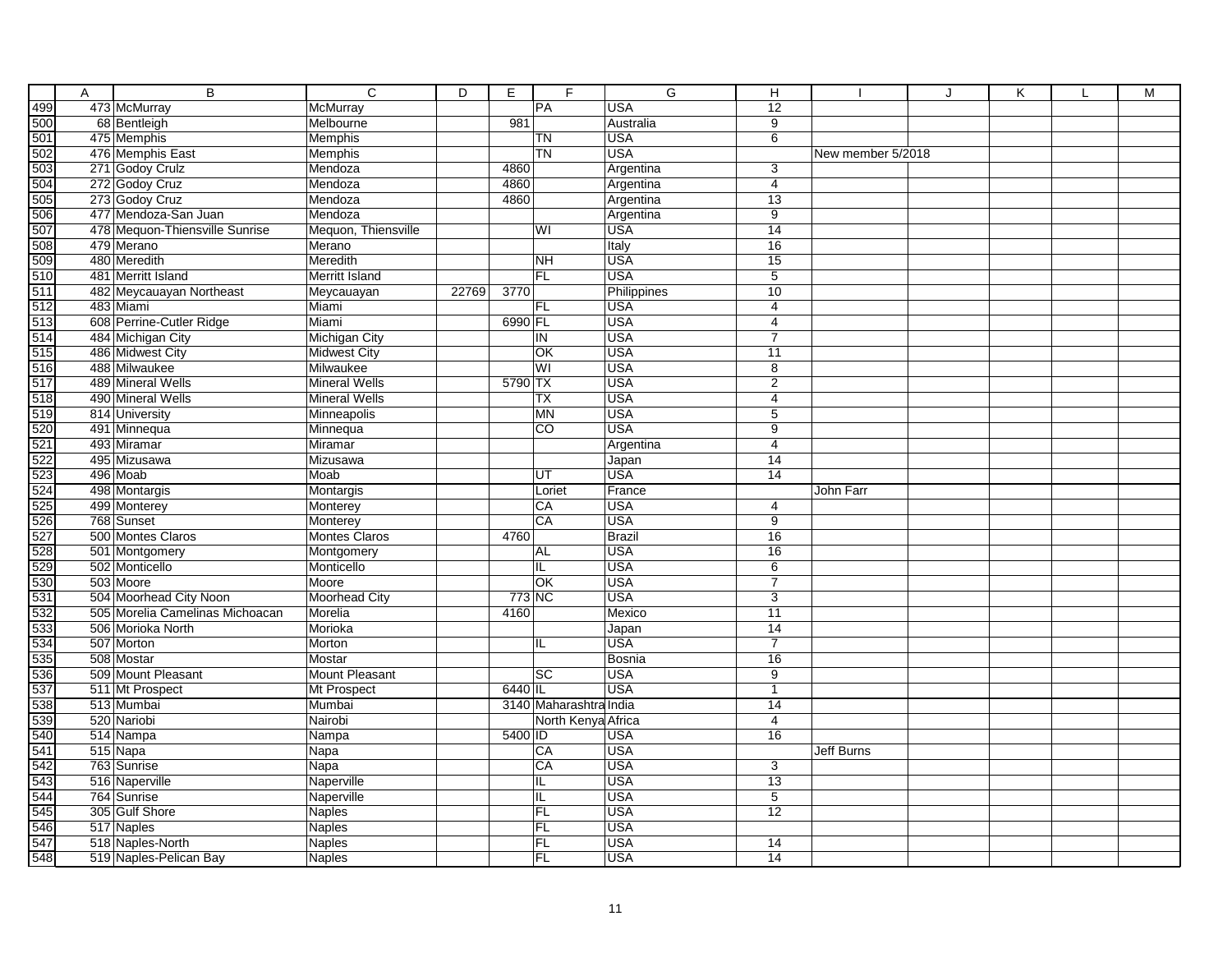| | A | B | C | D | E | F | G | H | I | J | K | L | M |
|---|---|---|---|---|---|---|---|---|---|---|---|---|---|
| 499 | 473 | McMurray | McMurray | | | PA | USA | 12 | | | | | |
| 500 | 68 | Bentleigh | Melbourne | | 981 | | Australia | 9 | | | | | |
| 501 | 475 | Memphis | Memphis | | | TN | USA | 6 | | | | | |
| 502 | 476 | Memphis East | Memphis | | | TN | USA | | New member 5/2018 | | | | |
| 503 | 271 | Godoy Crulz | Mendoza | | 4860 | | Argentina | 3 | | | | | |
| 504 | 272 | Godoy Cruz | Mendoza | | 4860 | | Argentina | 4 | | | | | |
| 505 | 273 | Godoy Cruz | Mendoza | | 4860 | | Argentina | 13 | | | | | |
| 506 | 477 | Mendoza-San Juan | Mendoza | | | | Argentina | 9 | | | | | |
| 507 | 478 | Mequon-Thiensville Sunrise | Mequon, Thiensville | | | WI | USA | 14 | | | | | |
| 508 | 479 | Merano | Merano | | | | Italy | 16 | | | | | |
| 509 | 480 | Meredith | Meredith | | | NH | USA | 15 | | | | | |
| 510 | 481 | Merritt Island | Merritt Island | | | FL | USA | 5 | | | | | |
| 511 | 482 | Meycauayan Northeast | Meycauayan | 22769 | 3770 | | Philippines | 10 | | | | | |
| 512 | 483 | Miami | Miami | | | FL | USA | 4 | | | | | |
| 513 | 608 | Perrine-Cutler Ridge | Miami | | 6990 | FL | USA | 4 | | | | | |
| 514 | 484 | Michigan City | Michigan City | | | IN | USA | 7 | | | | | |
| 515 | 486 | Midwest City | Midwest City | | | OK | USA | 11 | | | | | |
| 516 | 488 | Milwaukee | Milwaukee | | | WI | USA | 8 | | | | | |
| 517 | 489 | Mineral Wells | Mineral Wells | | 5790 | TX | USA | 2 | | | | | |
| 518 | 490 | Mineral Wells | Mineral Wells | | | TX | USA | 4 | | | | | |
| 519 | 814 | University | Minneapolis | | | MN | USA | 5 | | | | | |
| 520 | 491 | Minnequa | Minnequa | | | CO | USA | 9 | | | | | |
| 521 | 493 | Miramar | Miramar | | | | Argentina | 4 | | | | | |
| 522 | 495 | Mizusawa | Mizusawa | | | | Japan | 14 | | | | | |
| 523 | 496 | Moab | Moab | | | UT | USA | 14 | | | | | |
| 524 | 498 | Montargis | Montargis | | | Loriet | France | | John Farr | | | | |
| 525 | 499 | Monterey | Monterey | | | CA | USA | 4 | | | | | |
| 526 | 768 | Sunset | Monterey | | | CA | USA | 9 | | | | | |
| 527 | 500 | Montes Claros | Montes Claros | | 4760 | | Brazil | 16 | | | | | |
| 528 | 501 | Montgomery | Montgomery | | | AL | USA | 16 | | | | | |
| 529 | 502 | Monticello | Monticello | | | IL | USA | 6 | | | | | |
| 530 | 503 | Moore | Moore | | | OK | USA | 7 | | | | | |
| 531 | 504 | Moorhead City Noon | Moorhead City | | 773 | NC | USA | 3 | | | | | |
| 532 | 505 | Morelia Camelinas Michoacan | Morelia | | 4160 | | Mexico | 11 | | | | | |
| 533 | 506 | Morioka North | Morioka | | | | Japan | 14 | | | | | |
| 534 | 507 | Morton | Morton | | | IL | USA | 7 | | | | | |
| 535 | 508 | Mostar | Mostar | | | | Bosnia | 16 | | | | | |
| 536 | 509 | Mount Pleasant | Mount Pleasant | | | SC | USA | 9 | | | | | |
| 537 | 511 | Mt Prospect | Mt Prospect | | 6440 | IL | USA | 1 | | | | | |
| 538 | 513 | Mumbai | Mumbai | | 3140 | Maharashtra | India | 14 | | | | | |
| 539 | 520 | Nariobi | Nairobi | | | North Kenya | Africa | 4 | | | | | |
| 540 | 514 | Nampa | Nampa | | 5400 | ID | USA | 16 | | | | | |
| 541 | 515 | Napa | Napa | | | CA | USA | | Jeff Burns | | | | |
| 542 | 763 | Sunrise | Napa | | | CA | USA | 3 | | | | | |
| 543 | 516 | Naperville | Naperville | | | IL | USA | 13 | | | | | |
| 544 | 764 | Sunrise | Naperville | | | IL | USA | 5 | | | | | |
| 545 | 305 | Gulf Shore | Naples | | | FL | USA | 12 | | | | | |
| 546 | 517 | Naples | Naples | | | FL | USA | | | | | | |
| 547 | 518 | Naples-North | Naples | | | FL | USA | 14 | | | | | |
| 548 | 519 | Naples-Pelican Bay | Naples | | | FL | USA | 14 | | | | | |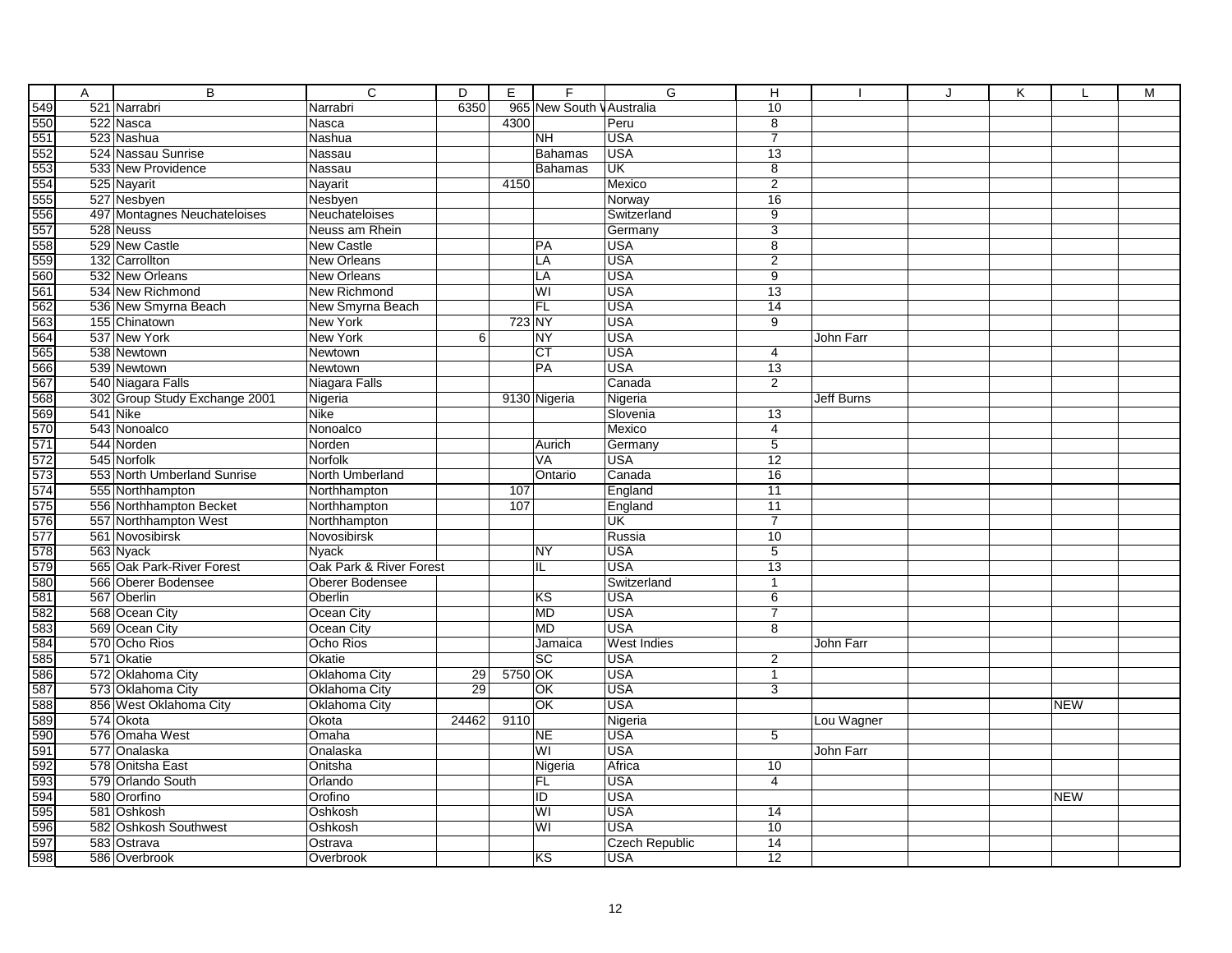| | A | B | C | D | E | F | G | H | I | J | K | L | M |
|---|---|---|---|---|---|---|---|---|---|---|---|---|---|
| 549 | 521 | Narrabri | Narrabri | 6350 | 965 | New South W | Australia | 10 | | | | | |
| 550 | 522 | Nasca | Nasca | | 4300 | | Peru | 8 | | | | | |
| 551 | 523 | Nashua | Nashua | | | NH | USA | 7 | | | | | |
| 552 | 524 | Nassau Sunrise | Nassau | | | Bahamas | USA | 13 | | | | | |
| 553 | 533 | New Providence | Nassau | | | Bahamas | UK | 8 | | | | | |
| 554 | 525 | Nayarit | Nayarit | | 4150 | | Mexico | 2 | | | | | |
| 555 | 527 | Nesbyen | Nesbyen | | | | Norway | 16 | | | | | |
| 556 | 497 | Montagnes Neuchateloises | Neuchateloises | | | | Switzerland | 9 | | | | | |
| 557 | 528 | Neuss | Neuss am Rhein | | | | Germany | 3 | | | | | |
| 558 | 529 | New Castle | New Castle | | | PA | USA | 8 | | | | | |
| 559 | 132 | Carrollton | New Orleans | | | LA | USA | 2 | | | | | |
| 560 | 532 | New Orleans | New Orleans | | | LA | USA | 9 | | | | | |
| 561 | 534 | New Richmond | New Richmond | | | WI | USA | 13 | | | | | |
| 562 | 536 | New Smyrna Beach | New Smyrna Beach | | | FL | USA | 14 | | | | | |
| 563 | 155 | Chinatown | New York | | 723 | NY | USA | 9 | | | | | |
| 564 | 537 | New York | New York | 6 | | NY | USA | | John Farr | | | | |
| 565 | 538 | Newtown | Newtown | | | CT | USA | 4 | | | | | |
| 566 | 539 | Newtown | Newtown | | | PA | USA | 13 | | | | | |
| 567 | 540 | Niagara Falls | Niagara Falls | | | | Canada | 2 | | | | | |
| 568 | 302 | Group Study Exchange 2001 | Nigeria | | 9130 | Nigeria | Nigeria | | Jeff Burns | | | | |
| 569 | 541 | Nike | Nike | | | | Slovenia | 13 | | | | | |
| 570 | 543 | Nonoalco | Nonoalco | | | | Mexico | 4 | | | | | |
| 571 | 544 | Norden | Norden | | | Aurich | Germany | 5 | | | | | |
| 572 | 545 | Norfolk | Norfolk | | | VA | USA | 12 | | | | | |
| 573 | 553 | North Umberland Sunrise | North Umberland | | | Ontario | Canada | 16 | | | | | |
| 574 | 555 | Northhampton | Northhampton | | 107 | | England | 11 | | | | | |
| 575 | 556 | Northhampton Becket | Northhampton | | 107 | | England | 11 | | | | | |
| 576 | 557 | Northhampton West | Northhampton | | | | UK | 7 | | | | | |
| 577 | 561 | Novosibirsk | Novosibirsk | | | | Russia | 10 | | | | | |
| 578 | 563 | Nyack | Nyack | | | NY | USA | 5 | | | | | |
| 579 | 565 | Oak Park-River Forest | Oak Park & River Forest | | | IL | USA | 13 | | | | | |
| 580 | 566 | Oberer Bodensee | Oberer Bodensee | | | | Switzerland | 1 | | | | | |
| 581 | 567 | Oberlin | Oberlin | | | KS | USA | 6 | | | | | |
| 582 | 568 | Ocean City | Ocean City | | | MD | USA | 7 | | | | | |
| 583 | 569 | Ocean City | Ocean City | | | MD | USA | 8 | | | | | |
| 584 | 570 | Ocho Rios | Ocho Rios | | | Jamaica | West Indies | | John Farr | | | | |
| 585 | 571 | Okatie | Okatie | | | SC | USA | 2 | | | | | |
| 586 | 572 | Oklahoma City | Oklahoma City | 29 | 5750 | OK | USA | 1 | | | | | |
| 587 | 573 | Oklahoma City | Oklahoma City | 29 | | OK | USA | 3 | | | | | |
| 588 | 856 | West Oklahoma City | Oklahoma City | | | OK | USA | | | | | NEW | |
| 589 | 574 | Okota | Okota | 24462 | 9110 | | Nigeria | | Lou Wagner | | | | |
| 590 | 576 | Omaha West | Omaha | | | NE | USA | 5 | | | | | |
| 591 | 577 | Onalaska | Onalaska | | | WI | USA | | John Farr | | | | |
| 592 | 578 | Onitsha East | Onitsha | | | Nigeria | Africa | 10 | | | | | |
| 593 | 579 | Orlando South | Orlando | | | FL | USA | 4 | | | | | |
| 594 | 580 | Ororfino | Orofino | | | ID | USA | | | | | NEW | |
| 595 | 581 | Oshkosh | Oshkosh | | | WI | USA | 14 | | | | | |
| 596 | 582 | Oshkosh Southwest | Oshkosh | | | WI | USA | 10 | | | | | |
| 597 | 583 | Ostrava | Ostrava | | | | Czech Republic | 14 | | | | | |
| 598 | 586 | Overbrook | Overbrook | | | KS | USA | 12 | | | | | |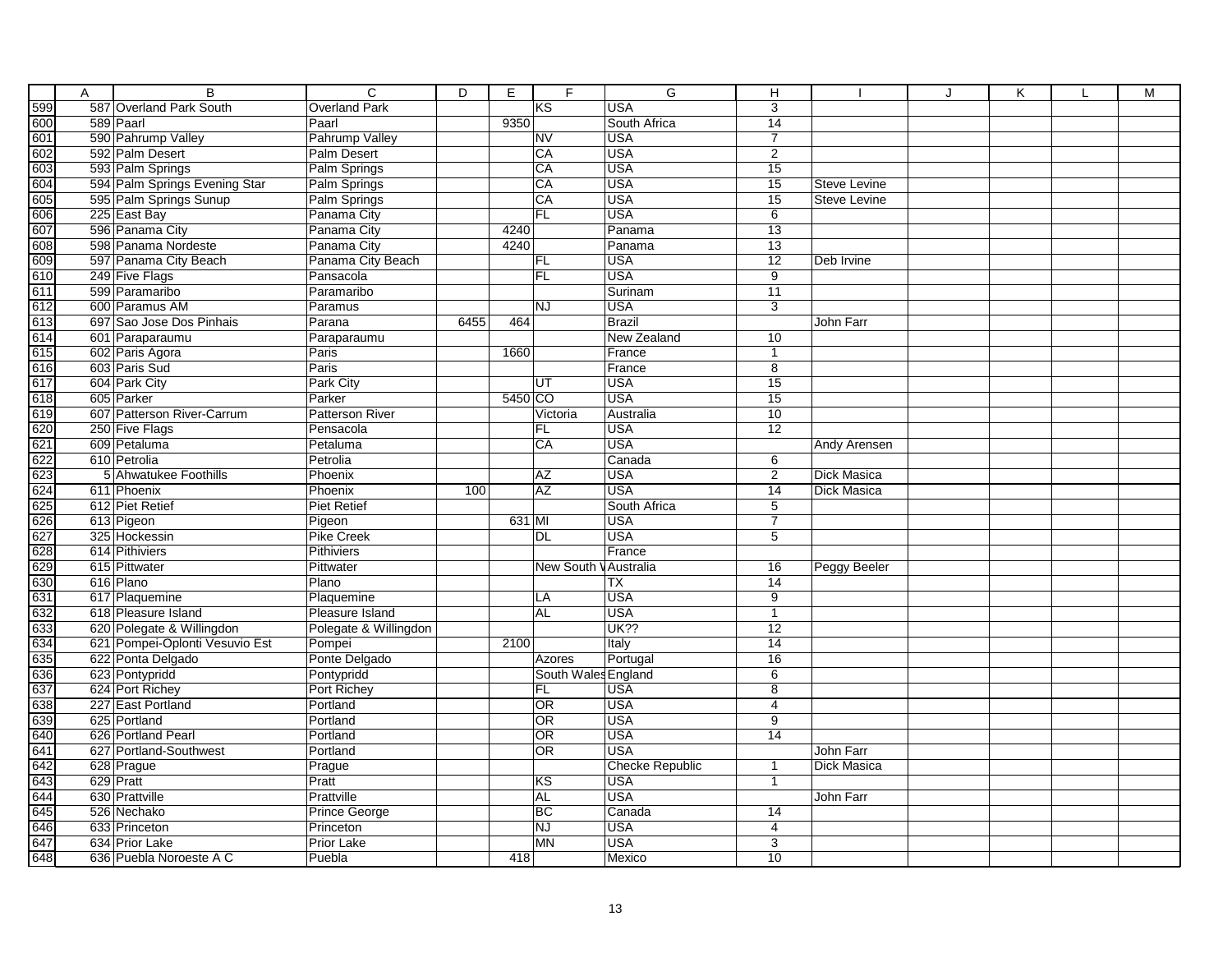| | A | B | C | D | E | F | G | H | I | J | K | L | M |
|---|---|---|---|---|---|---|---|---|---|---|---|---|---|
| 599 | 587 | Overland Park South | Overland Park | | | KS | USA | 3 | | | | | |
| 600 | 589 | Paarl | Paarl | | 9350 | | South Africa | 14 | | | | | |
| 601 | 590 | Pahrump Valley | Pahrump Valley | | | NV | USA | 7 | | | | | |
| 602 | 592 | Palm Desert | Palm Desert | | | CA | USA | 2 | | | | | |
| 603 | 593 | Palm Springs | Palm Springs | | | CA | USA | 15 | | | | | |
| 604 | 594 | Palm Springs Evening Star | Palm Springs | | | CA | USA | 15 | Steve Levine | | | | |
| 605 | 595 | Palm Springs Sunup | Palm Springs | | | CA | USA | 15 | Steve Levine | | | | |
| 606 | 225 | East Bay | Panama City | | | FL | USA | 6 | | | | | |
| 607 | 596 | Panama City | Panama City | | 4240 | | Panama | 13 | | | | | |
| 608 | 598 | Panama Nordeste | Panama City | | 4240 | | Panama | 13 | | | | | |
| 609 | 597 | Panama City Beach | Panama City Beach | | | FL | USA | 12 | Deb Irvine | | | | |
| 610 | 249 | Five Flags | Pansacola | | | FL | USA | 9 | | | | | |
| 611 | 599 | Paramaribo | Paramaribo | | | | Surinam | 11 | | | | | |
| 612 | 600 | Paramus AM | Paramus | | | NJ | USA | 3 | | | | | |
| 613 | 697 | Sao Jose Dos Pinhais | Parana | 6455 | 464 | | Brazil | | John Farr | | | | |
| 614 | 601 | Paraparaumu | Paraparaumu | | | | New Zealand | 10 | | | | | |
| 615 | 602 | Paris Agora | Paris | | 1660 | | France | 1 | | | | | |
| 616 | 603 | Paris Sud | Paris | | | | France | 8 | | | | | |
| 617 | 604 | Park City | Park City | | | UT | USA | 15 | | | | | |
| 618 | 605 | Parker | Parker | | 5450 | CO | USA | 15 | | | | | |
| 619 | 607 | Patterson River-Carrum | Patterson River | | | Victoria | Australia | 10 | | | | | |
| 620 | 250 | Five Flags | Pensacola | | | FL | USA | 12 | | | | | |
| 621 | 609 | Petaluma | Petaluma | | | CA | USA | | Andy Arensen | | | | |
| 622 | 610 | Petrolia | Petrolia | | | | Canada | 6 | | | | | |
| 623 | 5 | Ahwatukee Foothills | Phoenix | | | AZ | USA | 2 | Dick Masica | | | | |
| 624 | 611 | Phoenix | Phoenix | 100 | | AZ | USA | 14 | Dick Masica | | | | |
| 625 | 612 | Piet Retief | Piet Retief | | | | South Africa | 5 | | | | | |
| 626 | 613 | Pigeon | Pigeon | | 631 | MI | USA | 7 | | | | | |
| 627 | 325 | Hockessin | Pike Creek | | | DL | USA | 5 | | | | | |
| 628 | 614 | Pithiviers | Pithiviers | | | | France | | | | | | |
| 629 | 615 | Pittwater | Pittwater | | | New South V | Australia | 16 | Peggy Beeler | | | | |
| 630 | 616 | Plano | Plano | | | | TX | 14 | | | | | |
| 631 | 617 | Plaquemine | Plaquemine | | | LA | USA | 9 | | | | | |
| 632 | 618 | Pleasure Island | Pleasure Island | | | AL | USA | 1 | | | | | |
| 633 | 620 | Polegate & Willingdon | Polegate & Willingdon | | | | UK?? | 12 | | | | | |
| 634 | 621 | Pompei-Oplonti Vesuvio Est | Pompei | | 2100 | | Italy | 14 | | | | | |
| 635 | 622 | Ponta Delgado | Ponte Delgado | | | Azores | Portugal | 16 | | | | | |
| 636 | 623 | Pontypridd | Pontypridd | | | South Wales | England | 6 | | | | | |
| 637 | 624 | Port Richey | Port Richey | | | FL | USA | 8 | | | | | |
| 638 | 227 | East Portland | Portland | | | OR | USA | 4 | | | | | |
| 639 | 625 | Portland | Portland | | | OR | USA | 9 | | | | | |
| 640 | 626 | Portland Pearl | Portland | | | OR | USA | 14 | | | | | |
| 641 | 627 | Portland-Southwest | Portland | | | OR | USA | | John Farr | | | | |
| 642 | 628 | Prague | Prague | | | | Checke Republic | 1 | Dick Masica | | | | |
| 643 | 629 | Pratt | Pratt | | | KS | USA | 1 | | | | | |
| 644 | 630 | Prattville | Prattville | | | AL | USA | | John Farr | | | | |
| 645 | 526 | Nechako | Prince George | | | BC | Canada | 14 | | | | | |
| 646 | 633 | Princeton | Princeton | | | NJ | USA | 4 | | | | | |
| 647 | 634 | Prior Lake | Prior Lake | | | MN | USA | 3 | | | | | |
| 648 | 636 | Puebla Noroeste A C | Puebla | | 418 | | Mexico | 10 | | | | | |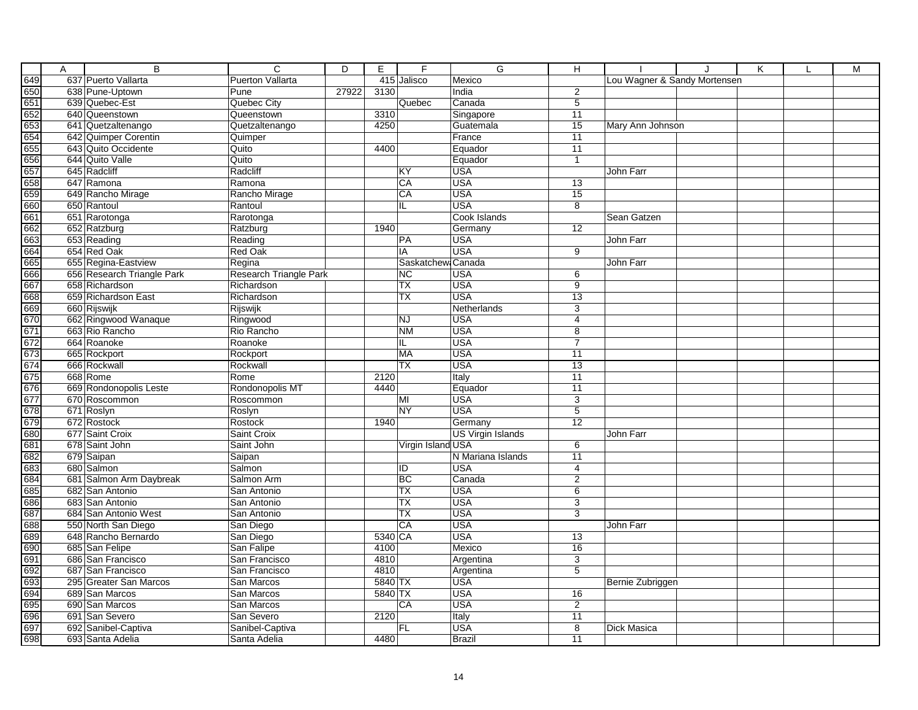| | A | B | C | D | E | F | G | H | I | J | K | L | M |
|---|---|---|---|---|---|---|---|---|---|---|---|---|---|
| 649 | 637 | Puerto Vallarta | Puerton Vallarta | | 415 | Jalisco | Mexico | | Lou Wagner & Sandy Mortensen | | | | |
| 650 | 638 | Pune-Uptown | Pune | 27922 | 3130 | | India | 2 | | | | | |
| 651 | 639 | Quebec-Est | Quebec City | | | Quebec | Canada | 5 | | | | | |
| 652 | 640 | Queenstown | Queenstown | | 3310 | | Singapore | 11 | | | | | |
| 653 | 641 | Quetzaltenango | Quetzaltenango | | 4250 | | Guatemala | 15 | Mary Ann Johnson | | | | |
| 654 | 642 | Quimper Corentin | Quimper | | | | France | 11 | | | | | |
| 655 | 643 | Quito Occidente | Quito | | 4400 | | Equador | 11 | | | | | |
| 656 | 644 | Quito Valle | Quito | | | | Equador | 1 | | | | | |
| 657 | 645 | Radcliff | Radcliff | | | KY | USA | | John Farr | | | | |
| 658 | 647 | Ramona | Ramona | | | CA | USA | 13 | | | | | |
| 659 | 649 | Rancho Mirage | Rancho Mirage | | | CA | USA | 15 | | | | | |
| 660 | 650 | Rantoul | Rantoul | | | IL | USA | 8 | | | | | |
| 661 | 651 | Rarotonga | Rarotonga | | | | Cook Islands | | Sean Gatzen | | | | |
| 662 | 652 | Ratzburg | Ratzburg | | 1940 | | Germany | 12 | | | | | |
| 663 | 653 | Reading | Reading | | | PA | USA | | John Farr | | | | |
| 664 | 654 | Red Oak | Red Oak | | | IA | USA | 9 | | | | | |
| 665 | 655 | Regina-Eastview | Regina | | | Saskatchew | Canada | | John Farr | | | | |
| 666 | 656 | Research Triangle Park | Research Triangle Park | | | NC | USA | 6 | | | | | |
| 667 | 658 | Richardson | Richardson | | | TX | USA | 9 | | | | | |
| 668 | 659 | Richardson East | Richardson | | | TX | USA | 13 | | | | | |
| 669 | 660 | Rijswijk | Rijswijk | | | | Netherlands | 3 | | | | | |
| 670 | 662 | Ringwood Wanaque | Ringwood | | | NJ | USA | 4 | | | | | |
| 671 | 663 | Rio Rancho | Rio Rancho | | | NM | USA | 8 | | | | | |
| 672 | 664 | Roanoke | Roanoke | | | IL | USA | 7 | | | | | |
| 673 | 665 | Rockport | Rockport | | | MA | USA | 11 | | | | | |
| 674 | 666 | Rockwall | Rockwall | | | TX | USA | 13 | | | | | |
| 675 | 668 | Rome | Rome | | 2120 | | Italy | 11 | | | | | |
| 676 | 669 | Rondonopolis Leste | Rondonopolis MT | | 4440 | | Equador | 11 | | | | | |
| 677 | 670 | Roscommon | Roscommon | | | MI | USA | 3 | | | | | |
| 678 | 671 | Roslyn | Roslyn | | | NY | USA | 5 | | | | | |
| 679 | 672 | Rostock | Rostock | | 1940 | | Germany | 12 | | | | | |
| 680 | 677 | Saint Croix | Saint Croix | | | | US Virgin Islands | | John Farr | | | | |
| 681 | 678 | Saint John | Saint John | | | Virgin Island | USA | 6 | | | | | |
| 682 | 679 | Saipan | Saipan | | | | N Mariana Islands | 11 | | | | | |
| 683 | 680 | Salmon | Salmon | | | ID | USA | 4 | | | | | |
| 684 | 681 | Salmon Arm Daybreak | Salmon Arm | | | BC | Canada | 2 | | | | | |
| 685 | 682 | San Antonio | San Antonio | | | TX | USA | 6 | | | | | |
| 686 | 683 | San Antonio | San Antonio | | | TX | USA | 3 | | | | | |
| 687 | 684 | San Antonio West | San Antonio | | | TX | USA | 3 | | | | | |
| 688 | 550 | North San Diego | San Diego | | | CA | USA | | John Farr | | | | |
| 689 | 648 | Rancho Bernardo | San Diego | | 5340 | CA | USA | 13 | | | | | |
| 690 | 685 | San Felipe | San Falipe | | 4100 | | Mexico | 16 | | | | | |
| 691 | 686 | San Francisco | San Francisco | | 4810 | | Argentina | 3 | | | | | |
| 692 | 687 | San Francisco | San Francisco | | 4810 | | Argentina | 5 | | | | | |
| 693 | 295 | Greater San Marcos | San Marcos | | 5840 | TX | USA | | Bernie Zubriggen | | | | |
| 694 | 689 | San Marcos | San Marcos | | 5840 | TX | USA | 16 | | | | | |
| 695 | 690 | San Marcos | San Marcos | | | CA | USA | 2 | | | | | |
| 696 | 691 | San Severo | San Severo | | 2120 | | Italy | 11 | | | | | |
| 697 | 692 | Sanibel-Captiva | Sanibel-Captiva | | | FL | USA | 8 | Dick Masica | | | | |
| 698 | 693 | Santa Adelia | Santa Adelia | | 4480 | | Brazil | 11 | | | | | |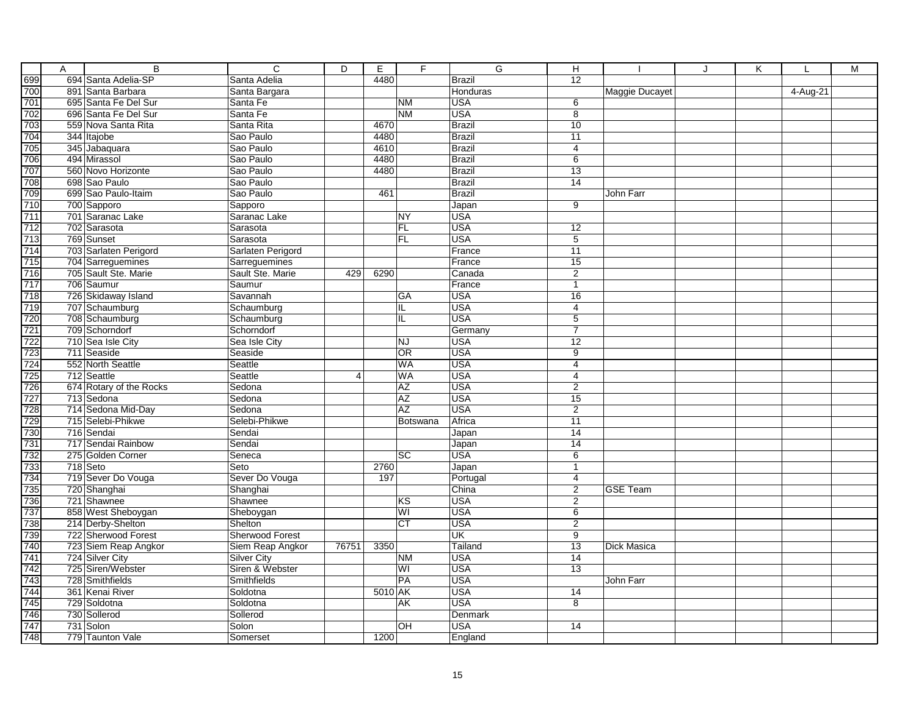| | A | B | C | D | E | F | G | H | I | J | K | L | M |
|---|---|---|---|---|---|---|---|---|---|---|---|---|---|
| 699 | 694 | Santa Adelia-SP | Santa Adelia | | 4480 | | Brazil | 12 | | | | | |
| 700 | 891 | Santa Barbara | Santa Bargara | | | | Honduras | | Maggie Ducayet | | | 4-Aug-21 | |
| 701 | 695 | Santa Fe Del Sur | Santa Fe | | | NM | USA | 6 | | | | | |
| 702 | 696 | Santa Fe Del Sur | Santa Fe | | | NM | USA | 8 | | | | | |
| 703 | 559 | Nova Santa Rita | Santa Rita | | 4670 | | Brazil | 10 | | | | | |
| 704 | 344 | Itajobe | Sao Paulo | | 4480 | | Brazil | 11 | | | | | |
| 705 | 345 | Jabaquara | Sao Paulo | | 4610 | | Brazil | 4 | | | | | |
| 706 | 494 | Mirassol | Sao Paulo | | 4480 | | Brazil | 6 | | | | | |
| 707 | 560 | Novo Horizonte | Sao Paulo | | 4480 | | Brazil | 13 | | | | | |
| 708 | 698 | Sao Paulo | Sao Paulo | | | | Brazil | 14 | | | | | |
| 709 | 699 | Sao Paulo-Itaim | Sao Paulo | | 461 | | Brazil | | John Farr | | | | |
| 710 | 700 | Sapporo | Sapporo | | | | Japan | 9 | | | | | |
| 711 | 701 | Saranac Lake | Saranac Lake | | | NY | USA | | | | | | |
| 712 | 702 | Sarasota | Sarasota | | | FL | USA | 12 | | | | | |
| 713 | 769 | Sunset | Sarasota | | | FL | USA | 5 | | | | | |
| 714 | 703 | Sarlaten Perigord | Sarlaten Perigord | | | | France | 11 | | | | | |
| 715 | 704 | Sarreguemines | Sarreguemines | | | | France | 15 | | | | | |
| 716 | 705 | Sault Ste. Marie | Sault Ste. Marie | 429 | 6290 | | Canada | 2 | | | | | |
| 717 | 706 | Saumur | Saumur | | | | France | 1 | | | | | |
| 718 | 726 | Skidaway Island | Savannah | | | GA | USA | 16 | | | | | |
| 719 | 707 | Schaumburg | Schaumburg | | | IL | USA | 4 | | | | | |
| 720 | 708 | Schaumburg | Schaumburg | | | IL | USA | 5 | | | | | |
| 721 | 709 | Schorndorf | Schorndorf | | | | Germany | 7 | | | | | |
| 722 | 710 | Sea Isle City | Sea Isle City | | | NJ | USA | 12 | | | | | |
| 723 | 711 | Seaside | Seaside | | | OR | USA | 9 | | | | | |
| 724 | 552 | North Seattle | Seattle | | | WA | USA | 4 | | | | | |
| 725 | 712 | Seattle | Seattle | 4 | | WA | USA | 4 | | | | | |
| 726 | 674 | Rotary of the Rocks | Sedona | | | AZ | USA | 2 | | | | | |
| 727 | 713 | Sedona | Sedona | | | AZ | USA | 15 | | | | | |
| 728 | 714 | Sedona Mid-Day | Sedona | | | AZ | USA | 2 | | | | | |
| 729 | 715 | Selebi-Phikwe | Selebi-Phikwe | | | Botswana | Africa | 11 | | | | | |
| 730 | 716 | Sendai | Sendai | | | | Japan | 14 | | | | | |
| 731 | 717 | Sendai Rainbow | Sendai | | | | Japan | 14 | | | | | |
| 732 | 275 | Golden Corner | Seneca | | | SC | USA | 6 | | | | | |
| 733 | 718 | Seto | Seto | | 2760 | | Japan | 1 | | | | | |
| 734 | 719 | Sever Do Vouga | Sever Do Vouga | | 197 | | Portugal | 4 | | | | | |
| 735 | 720 | Shanghai | Shanghai | | | | China | 2 | GSE Team | | | | |
| 736 | 721 | Shawnee | Shawnee | | | KS | USA | 2 | | | | | |
| 737 | 858 | West Sheboygan | Sheboygan | | | WI | USA | 6 | | | | | |
| 738 | 214 | Derby-Shelton | Shelton | | | CT | USA | 2 | | | | | |
| 739 | 722 | Sherwood Forest | Sherwood Forest | | | | UK | 9 | | | | | |
| 740 | 723 | Siem Reap Angkor | Siem Reap Angkor | 76751 | 3350 | | Tailand | 13 | Dick Masica | | | | |
| 741 | 724 | Silver City | Silver City | | | NM | USA | 14 | | | | | |
| 742 | 725 | Siren/Webster | Siren & Webster | | | WI | USA | 13 | | | | | |
| 743 | 728 | Smithfields | Smithfields | | | PA | USA | | John Farr | | | | |
| 744 | 361 | Kenai River | Soldotna | | 5010 | AK | USA | 14 | | | | | |
| 745 | 729 | Soldotna | Soldotna | | | AK | USA | 8 | | | | | |
| 746 | 730 | Sollerod | Sollerod | | | | Denmark | | | | | | |
| 747 | 731 | Solon | Solon | | | OH | USA | 14 | | | | | |
| 748 | 779 | Taunton Vale | Somerset | | 1200 | | England | | | | | | |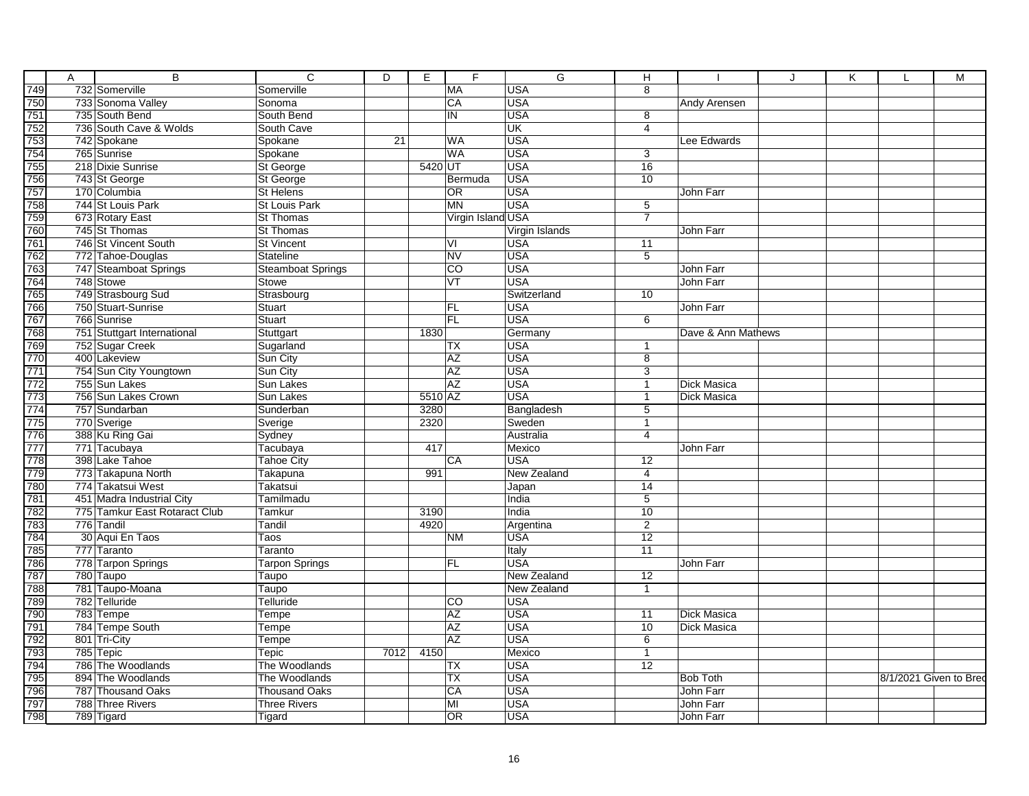| | A | B | C | D | E | F | G | H | I | J | K | L | M |
|---|---|---|---|---|---|---|---|---|---|---|---|---|---|
| 749 | 732 | Somerville | Somerville | | | MA | USA | 8 | | | | | |
| 750 | 733 | Sonoma Valley | Sonoma | | | CA | USA | | Andy Arensen | | | | |
| 751 | 735 | South Bend | South Bend | | | IN | USA | 8 | | | | | |
| 752 | 736 | South Cave & Wolds | South Cave | | | | UK | 4 | | | | | |
| 753 | 742 | Spokane | Spokane | 21 | | WA | USA | | Lee Edwards | | | | |
| 754 | 765 | Sunrise | Spokane | | | WA | USA | 3 | | | | | |
| 755 | 218 | Dixie Sunrise | St George | | 5420 | UT | USA | 16 | | | | | |
| 756 | 743 | St George | St George | | | Bermuda | USA | 10 | | | | | |
| 757 | 170 | Columbia | St Helens | | | OR | USA | | John Farr | | | | |
| 758 | 744 | St Louis Park | St Louis Park | | | MN | USA | 5 | | | | | |
| 759 | 673 | Rotary East | St Thomas | | | Virgin Island | USA | 7 | | | | | |
| 760 | 745 | St Thomas | St Thomas | | | | Virgin Islands | | John Farr | | | | |
| 761 | 746 | St Vincent South | St Vincent | | | VI | USA | 11 | | | | | |
| 762 | 772 | Tahoe-Douglas | Stateline | | | NV | USA | 5 | | | | | |
| 763 | 747 | Steamboat Springs | Steamboat Springs | | | CO | USA | | John Farr | | | | |
| 764 | 748 | Stowe | Stowe | | | VT | USA | | John Farr | | | | |
| 765 | 749 | Strasbourg Sud | Strasbourg | | | | Switzerland | 10 | | | | | |
| 766 | 750 | Stuart-Sunrise | Stuart | | | FL | USA | | John Farr | | | | |
| 767 | 766 | Sunrise | Stuart | | | FL | USA | 6 | | | | | |
| 768 | 751 | Stuttgart International | Stuttgart | | 1830 | | Germany | | Dave & Ann Mathews | | | | |
| 769 | 752 | Sugar Creek | Sugarland | | | TX | USA | 1 | | | | | |
| 770 | 400 | Lakeview | Sun City | | | AZ | USA | 8 | | | | | |
| 771 | 754 | Sun City Youngtown | Sun City | | | AZ | USA | 3 | | | | | |
| 772 | 755 | Sun Lakes | Sun Lakes | | | AZ | USA | 1 | Dick Masica | | | | |
| 773 | 756 | Sun Lakes Crown | Sun Lakes | | 5510 | AZ | USA | 1 | Dick Masica | | | | |
| 774 | 757 | Sundarban | Sunderban | | 3280 | | Bangladesh | 5 | | | | | |
| 775 | 770 | Sverige | Sverige | | 2320 | | Sweden | 1 | | | | | |
| 776 | 388 | Ku Ring Gai | Sydney | | | | Australia | 4 | | | | | |
| 777 | 771 | Tacubaya | Tacubaya | | 417 | | Mexico | | John Farr | | | | |
| 778 | 398 | Lake Tahoe | Tahoe City | | | CA | USA | 12 | | | | | |
| 779 | 773 | Takapuna North | Takapuna | | 991 | | New Zealand | 4 | | | | | |
| 780 | 774 | Takatsui West | Takatsui | | | | Japan | 14 | | | | | |
| 781 | 451 | Madra Industrial City | Tamilmadu | | | | India | 5 | | | | | |
| 782 | 775 | Tamkur East Rotaract Club | Tamkur | | 3190 | | India | 10 | | | | | |
| 783 | 776 | Tandil | Tandil | | 4920 | | Argentina | 2 | | | | | |
| 784 | 30 | Aqui En Taos | Taos | | | NM | USA | 12 | | | | | |
| 785 | 777 | Taranto | Taranto | | | | Italy | 11 | | | | | |
| 786 | 778 | Tarpon Springs | Tarpon Springs | | | FL | USA | | John Farr | | | | |
| 787 | 780 | Taupo | Taupo | | | | New Zealand | 12 | | | | | |
| 788 | 781 | Taupo-Moana | Taupo | | | | New Zealand | 1 | | | | | |
| 789 | 782 | Telluride | Telluride | | | CO | USA | | | | | | |
| 790 | 783 | Tempe | Tempe | | | AZ | USA | 11 | Dick Masica | | | | |
| 791 | 784 | Tempe South | Tempe | | | AZ | USA | 10 | Dick Masica | | | | |
| 792 | 801 | Tri-City | Tempe | | | AZ | USA | 6 | | | | | |
| 793 | 785 | Tepic | Tepic | 7012 | 4150 | | Mexico | 1 | | | | | |
| 794 | 786 | The Woodlands | The Woodlands | | | TX | USA | 12 | | | | | |
| 795 | 894 | The Woodlands | The Woodlands | | | TX | USA | | Bob Toth | | | 8/1/2021 Given to Bred | |
| 796 | 787 | Thousand Oaks | Thousand Oaks | | | CA | USA | | John Farr | | | | |
| 797 | 788 | Three Rivers | Three Rivers | | | MI | USA | | John Farr | | | | |
| 798 | 789 | Tigard | Tigard | | | OR | USA | | John Farr | | | | |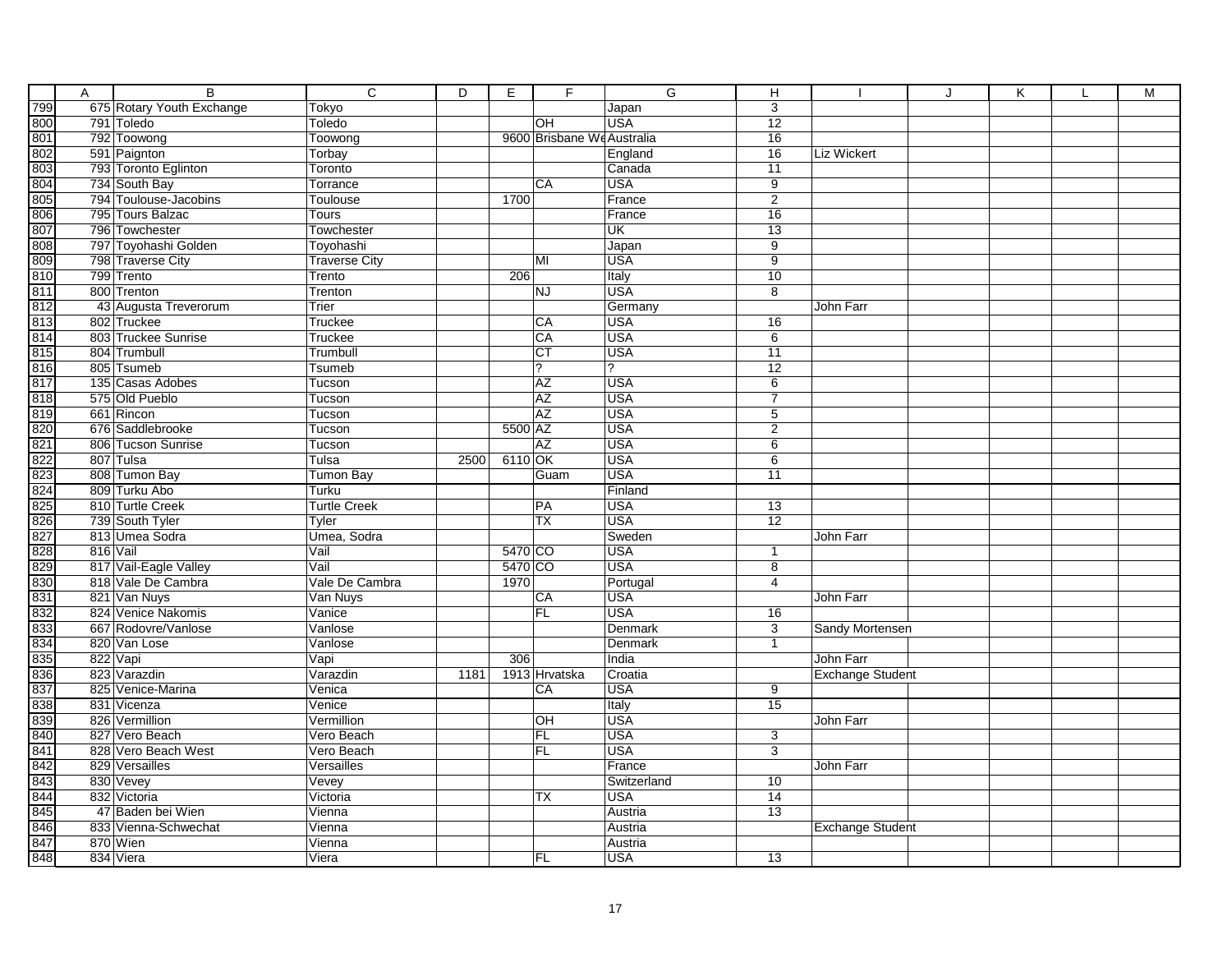| | A | B | C | D | E | F | G | H | I | J | K | L | M |
|---|---|---|---|---|---|---|---|---|---|---|---|---|---|
| 799 | 675 | Rotary Youth Exchange | Tokyo | | | | Japan | 3 | | | | | |
| 800 | 791 | Toledo | Toledo | | | OH | USA | 12 | | | | | |
| 801 | 792 | Toowong | Toowong | | 9600 | Brisbane We | Australia | 16 | | | | | |
| 802 | 591 | Paignton | Torbay | | | | England | 16 | Liz Wickert | | | | |
| 803 | 793 | Toronto Eglinton | Toronto | | | | Canada | 11 | | | | | |
| 804 | 734 | South Bay | Torrance | | | CA | USA | 9 | | | | | |
| 805 | 794 | Toulouse-Jacobins | Toulouse | | 1700 | | France | 2 | | | | | |
| 806 | 795 | Tours Balzac | Tours | | | | France | 16 | | | | | |
| 807 | 796 | Towchester | Towchester | | | | UK | 13 | | | | | |
| 808 | 797 | Toyohashi Golden | Toyohashi | | | | Japan | 9 | | | | | |
| 809 | 798 | Traverse City | Traverse City | | | MI | USA | 9 | | | | | |
| 810 | 799 | Trento | Trento | | 206 | | Italy | 10 | | | | | |
| 811 | 800 | Trenton | Trenton | | | NJ | USA | 8 | | | | | |
| 812 | 43 | Augusta Treverorum | Trier | | | | Germany | | John Farr | | | | |
| 813 | 802 | Truckee | Truckee | | | CA | USA | 16 | | | | | |
| 814 | 803 | Truckee Sunrise | Truckee | | | CA | USA | 6 | | | | | |
| 815 | 804 | Trumbull | Trumbull | | | CT | USA | 11 | | | | | |
| 816 | 805 | Tsumeb | Tsumeb | | | ? | ? | 12 | | | | | |
| 817 | 135 | Casas Adobes | Tucson | | | AZ | USA | 6 | | | | | |
| 818 | 575 | Old Pueblo | Tucson | | | AZ | USA | 7 | | | | | |
| 819 | 661 | Rincon | Tucson | | | AZ | USA | 5 | | | | | |
| 820 | 676 | Saddlebrooke | Tucson | | 5500 | AZ | USA | 2 | | | | | |
| 821 | 806 | Tucson Sunrise | Tucson | | | AZ | USA | 6 | | | | | |
| 822 | 807 | Tulsa | Tulsa | 2500 | 6110 | OK | USA | 6 | | | | | |
| 823 | 808 | Tumon Bay | Tumon Bay | | | Guam | USA | 11 | | | | | |
| 824 | 809 | Turku Abo | Turku | | | | Finland | | | | | | |
| 825 | 810 | Turtle Creek | Turtle Creek | | | PA | USA | 13 | | | | | |
| 826 | 739 | South Tyler | Tyler | | | TX | USA | 12 | | | | | |
| 827 | 813 | Umea Sodra | Umea, Sodra | | | | Sweden | | John Farr | | | | |
| 828 | 816 | Vail | Vail | | 5470 | CO | USA | 1 | | | | | |
| 829 | 817 | Vail-Eagle Valley | Vail | | 5470 | CO | USA | 8 | | | | | |
| 830 | 818 | Vale De Cambra | Vale De Cambra | | 1970 | | Portugal | 4 | | | | | |
| 831 | 821 | Van Nuys | Van Nuys | | | CA | USA | | John Farr | | | | |
| 832 | 824 | Venice Nakomis | Vanice | | | FL | USA | 16 | | | | | |
| 833 | 667 | Rodovre/Vanlose | Vanlose | | | | Denmark | 3 | Sandy Mortensen | | | | |
| 834 | 820 | Van Lose | Vanlose | | | | Denmark | 1 | | | | | |
| 835 | 822 | Vapi | Vapi | | 306 | | India | | John Farr | | | | |
| 836 | 823 | Varazdin | Varazdin | 1181 | 1913 | Hrvatska | Croatia | | Exchange Student | | | | |
| 837 | 825 | Venice-Marina | Venica | | | CA | USA | 9 | | | | | |
| 838 | 831 | Vicenza | Venice | | | | Italy | 15 | | | | | |
| 839 | 826 | Vermillion | Vermillion | | | OH | USA | | John Farr | | | | |
| 840 | 827 | Vero Beach | Vero Beach | | | FL | USA | 3 | | | | | |
| 841 | 828 | Vero Beach West | Vero Beach | | | FL | USA | 3 | | | | | |
| 842 | 829 | Versailles | Versailles | | | | France | | John Farr | | | | |
| 843 | 830 | Vevey | Vevey | | | | Switzerland | 10 | | | | | |
| 844 | 832 | Victoria | Victoria | | | TX | USA | 14 | | | | | |
| 845 | 47 | Baden bei Wien | Vienna | | | | Austria | 13 | | | | | |
| 846 | 833 | Vienna-Schwechat | Vienna | | | | Austria | | Exchange Student | | | | |
| 847 | 870 | Wien | Vienna | | | | Austria | | | | | | |
| 848 | 834 | Viera | Viera | | | FL | USA | 13 | | | | | |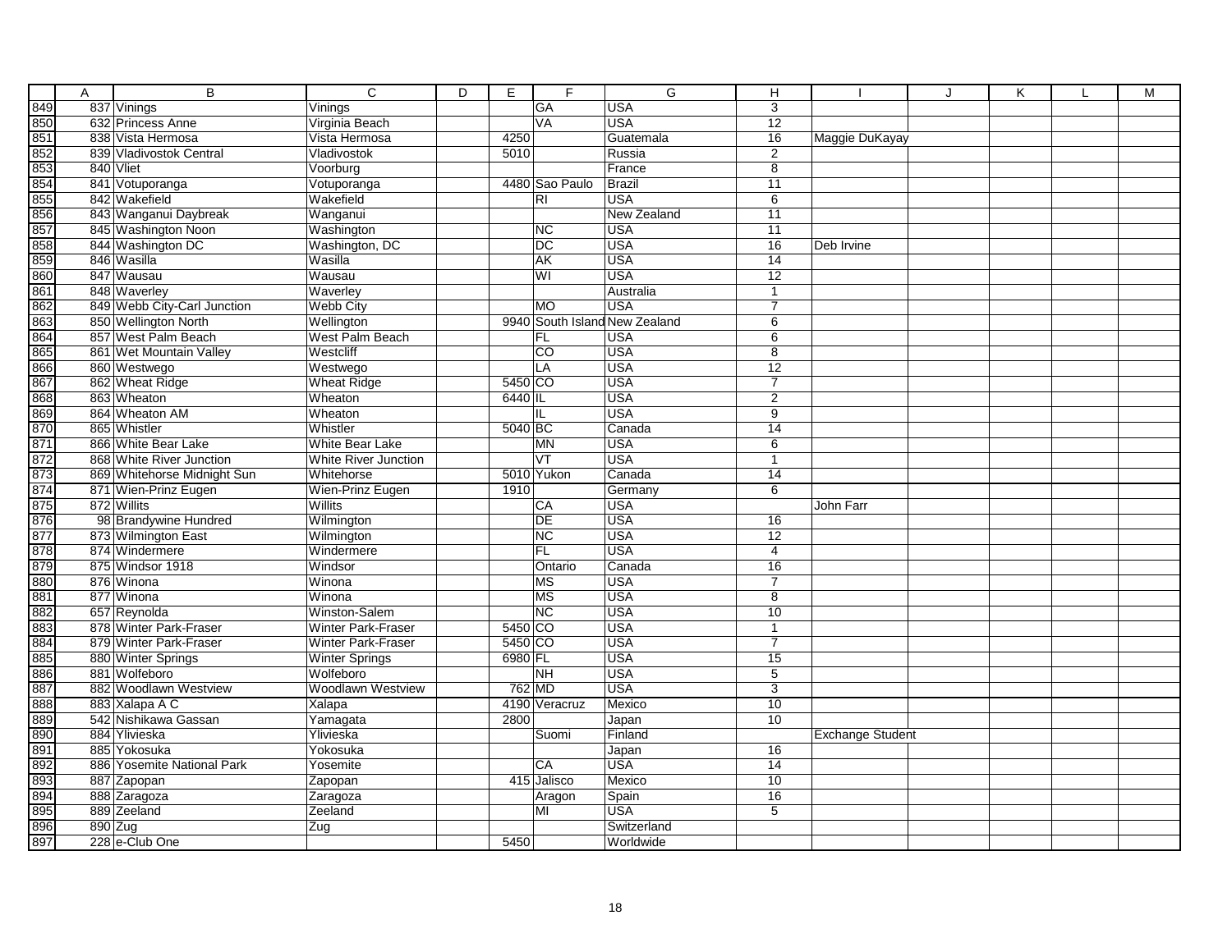| | A | B | C | D | E | F | G | H | I | J | K | L | M |
|---|---|---|---|---|---|---|---|---|---|---|---|---|---|
| 849 | 837 | Vinings | Vinings | | | GA | USA | 3 | | | | | |
| 850 | 632 | Princess Anne | Virginia Beach | | | VA | USA | 12 | | | | | |
| 851 | 838 | Vista Hermosa | Vista Hermosa | | 4250 | | Guatemala | 16 | Maggie DuKayay | | | | |
| 852 | 839 | Vladivostok Central | Vladivostok | | 5010 | | Russia | 2 | | | | | |
| 853 | 840 | Vliet | Voorburg | | | | France | 8 | | | | | |
| 854 | 841 | Votuporanga | Votuporanga | | 4480 | Sao Paulo | Brazil | 11 | | | | | |
| 855 | 842 | Wakefield | Wakefield | | | RI | USA | 6 | | | | | |
| 856 | 843 | Wanganui Daybreak | Wanganui | | | | New Zealand | 11 | | | | | |
| 857 | 845 | Washington Noon | Washington | | | NC | USA | 11 | | | | | |
| 858 | 844 | Washington DC | Washington, DC | | | DC | USA | 16 | Deb Irvine | | | | |
| 859 | 846 | Wasilla | Wasilla | | | AK | USA | 14 | | | | | |
| 860 | 847 | Wausau | Wausau | | | WI | USA | 12 | | | | | |
| 861 | 848 | Waverley | Waverley | | | | Australia | 1 | | | | | |
| 862 | 849 | Webb City-Carl Junction | Webb City | | | MO | USA | 7 | | | | | |
| 863 | 850 | Wellington North | Wellington | | 9940 | South Island | New Zealand | 6 | | | | | |
| 864 | 857 | West Palm Beach | West Palm Beach | | | FL | USA | 6 | | | | | |
| 865 | 861 | Wet Mountain Valley | Westcliff | | | CO | USA | 8 | | | | | |
| 866 | 860 | Westwego | Westwego | | | LA | USA | 12 | | | | | |
| 867 | 862 | Wheat Ridge | Wheat Ridge | | 5450 | CO | USA | 7 | | | | | |
| 868 | 863 | Wheaton | Wheaton | | 6440 | IL | USA | 2 | | | | | |
| 869 | 864 | Wheaton AM | Wheaton | | | IL | USA | 9 | | | | | |
| 870 | 865 | Whistler | Whistler | | 5040 | BC | Canada | 14 | | | | | |
| 871 | 866 | White Bear Lake | White Bear Lake | | | MN | USA | 6 | | | | | |
| 872 | 868 | White River Junction | White River Junction | | | VT | USA | 1 | | | | | |
| 873 | 869 | Whitehorse Midnight Sun | Whitehorse | | 5010 | Yukon | Canada | 14 | | | | | |
| 874 | 871 | Wien-Prinz Eugen | Wien-Prinz Eugen | | 1910 | | Germany | 6 | | | | | |
| 875 | 872 | Willits | Willits | | | CA | USA | | John Farr | | | | |
| 876 | 98 | Brandywine Hundred | Wilmington | | | DE | USA | 16 | | | | | |
| 877 | 873 | Wilmington East | Wilmington | | | NC | USA | 12 | | | | | |
| 878 | 874 | Windermere | Windermere | | | FL | USA | 4 | | | | | |
| 879 | 875 | Windsor 1918 | Windsor | | | Ontario | Canada | 16 | | | | | |
| 880 | 876 | Winona | Winona | | | MS | USA | 7 | | | | | |
| 881 | 877 | Winona | Winona | | | MS | USA | 8 | | | | | |
| 882 | 657 | Reynolda | Winston-Salem | | | NC | USA | 10 | | | | | |
| 883 | 878 | Winter Park-Fraser | Winter Park-Fraser | | 5450 | CO | USA | 1 | | | | | |
| 884 | 879 | Winter Park-Fraser | Winter Park-Fraser | | 5450 | CO | USA | 7 | | | | | |
| 885 | 880 | Winter Springs | Winter Springs | | 6980 | FL | USA | 15 | | | | | |
| 886 | 881 | Wolfeboro | Wolfeboro | | | NH | USA | 5 | | | | | |
| 887 | 882 | Woodlawn Westview | Woodlawn Westview | | 762 | MD | USA | 3 | | | | | |
| 888 | 883 | Xalapa A C | Xalapa | | 4190 | Veracruz | Mexico | 10 | | | | | |
| 889 | 542 | Nishikawa Gassan | Yamagata | | 2800 | | Japan | 10 | | | | | |
| 890 | 884 | Ylivieska | Ylivieska | | | Suomi | Finland | | Exchange Student | | | | |
| 891 | 885 | Yokosuka | Yokosuka | | | | Japan | 16 | | | | | |
| 892 | 886 | Yosemite National Park | Yosemite | | | CA | USA | 14 | | | | | |
| 893 | 887 | Zapopan | Zapopan | | 415 | Jalisco | Mexico | 10 | | | | | |
| 894 | 888 | Zaragoza | Zaragoza | | | Aragon | Spain | 16 | | | | | |
| 895 | 889 | Zeeland | Zeeland | | | MI | USA | 5 | | | | | |
| 896 | 890 | Zug | Zug | | | | Switzerland | | | | | | |
| 897 | 228 | e-Club One | | | 5450 | | Worldwide | | | | | | |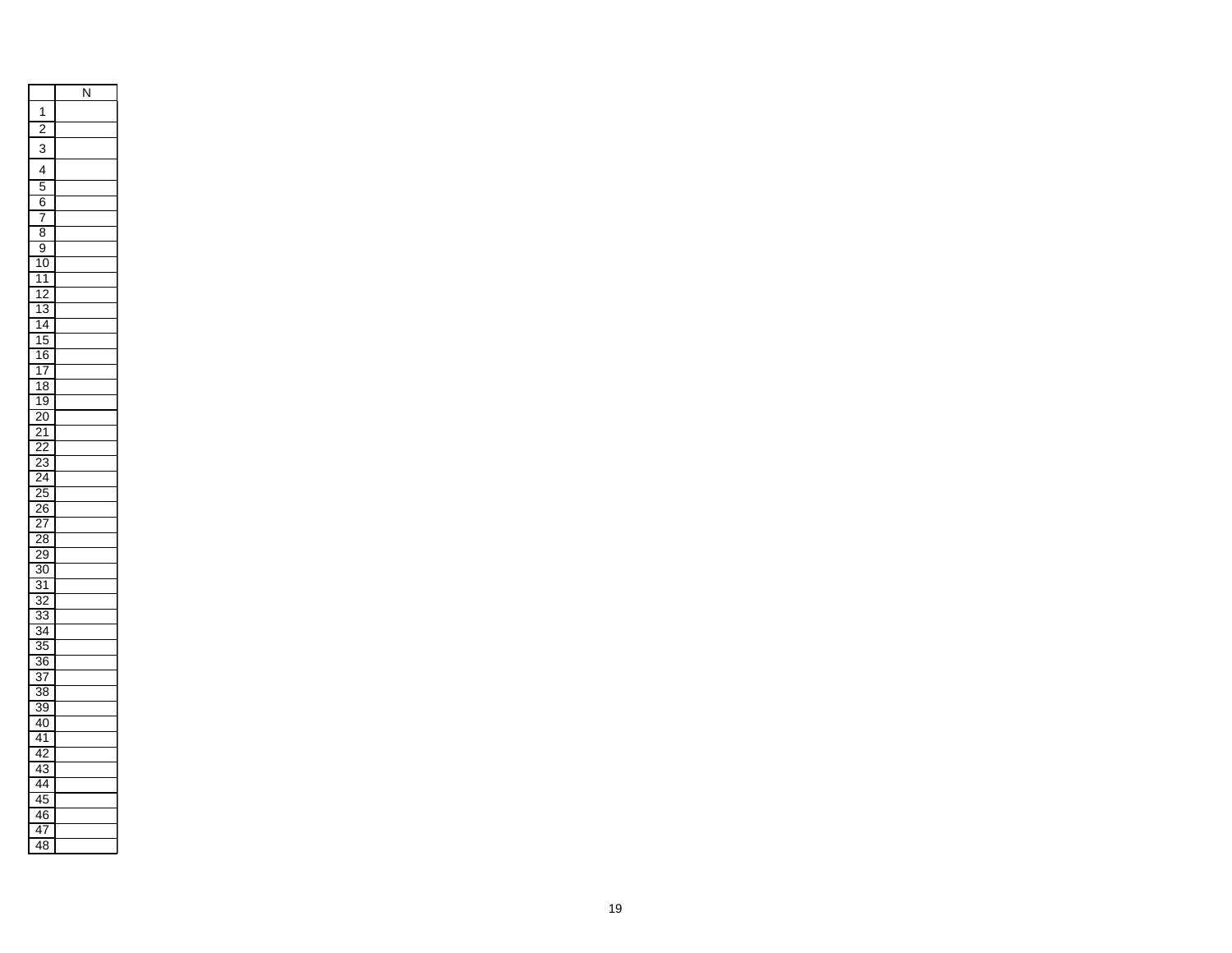| | N |
|---|---|
| 1 | |
| 2 | |
| 3 | |
| 4 | |
| 5 | |
| 6 | |
| 7 | |
| 8 | |
| 9 | |
| 10 | |
| 11 | |
| 12 | |
| 13 | |
| 14 | |
| 15 | |
| 16 | |
| 17 | |
| 18 | |
| 19 | |
| 20 | |
| 21 | |
| 22 | |
| 23 | |
| 24 | |
| 25 | |
| 26 | |
| 27 | |
| 28 | |
| 29 | |
| 30 | |
| 31 | |
| 32 | |
| 33 | |
| 34 | |
| 35 | |
| 36 | |
| 37 | |
| 38 | |
| 39 | |
| 40 | |
| 41 | |
| 42 | |
| 43 | |
| 44 | |
| 45 | |
| 46 | |
| 47 | |
| 48 | |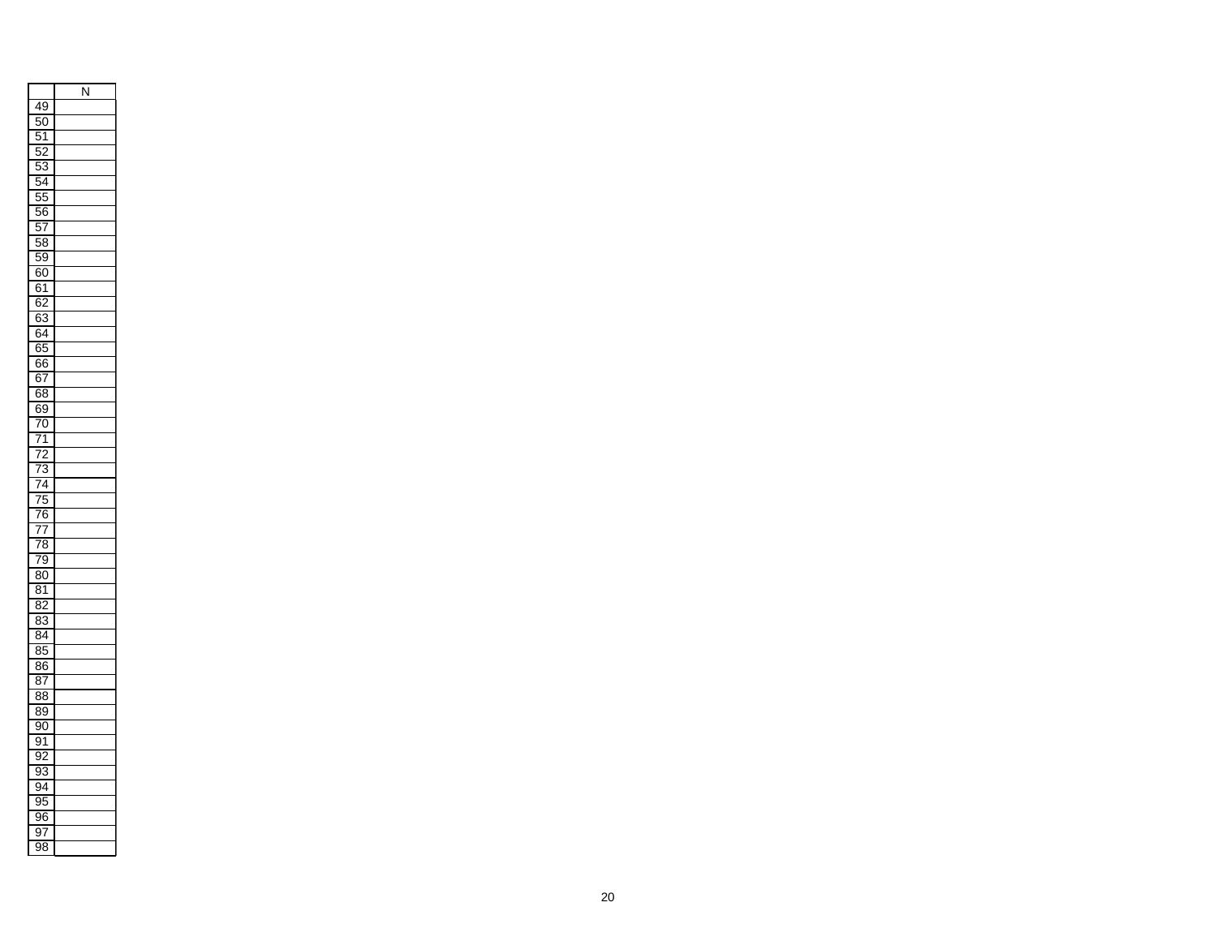| | N |
|---|---|
| 49 | |
| 50 | |
| 51 | |
| 52 | |
| 53 | |
| 54 | |
| 55 | |
| 56 | |
| 57 | |
| 58 | |
| 59 | |
| 60 | |
| 61 | |
| 62 | |
| 63 | |
| 64 | |
| 65 | |
| 66 | |
| 67 | |
| 68 | |
| 69 | |
| 70 | |
| 71 | |
| 72 | |
| 73 | |
| 74 | |
| 75 | |
| 76 | |
| 77 | |
| 78 | |
| 79 | |
| 80 | |
| 81 | |
| 82 | |
| 83 | |
| 84 | |
| 85 | |
| 86 | |
| 87 | |
| 88 | |
| 89 | |
| 90 | |
| 91 | |
| 92 | |
| 93 | |
| 94 | |
| 95 | |
| 96 | |
| 97 | |
| 98 | |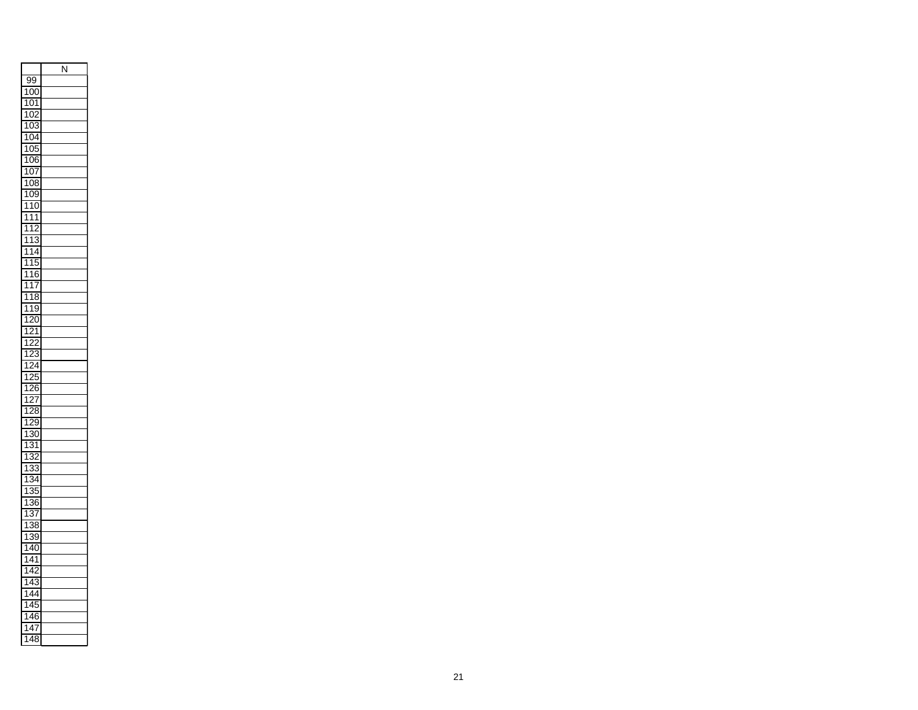| | N |
|---|---|
| 99 | |
| 100 | |
| 101 | |
| 102 | |
| 103 | |
| 104 | |
| 105 | |
| 106 | |
| 107 | |
| 108 | |
| 109 | |
| 110 | |
| 111 | |
| 112 | |
| 113 | |
| 114 | |
| 115 | |
| 116 | |
| 117 | |
| 118 | |
| 119 | |
| 120 | |
| 121 | |
| 122 | |
| 123 | |
| 124 | |
| 125 | |
| 126 | |
| 127 | |
| 128 | |
| 129 | |
| 130 | |
| 131 | |
| 132 | |
| 133 | |
| 134 | |
| 135 | |
| 136 | |
| 137 | |
| 138 | |
| 139 | |
| 140 | |
| 141 | |
| 142 | |
| 143 | |
| 144 | |
| 145 | |
| 146 | |
| 147 | |
| 148 | |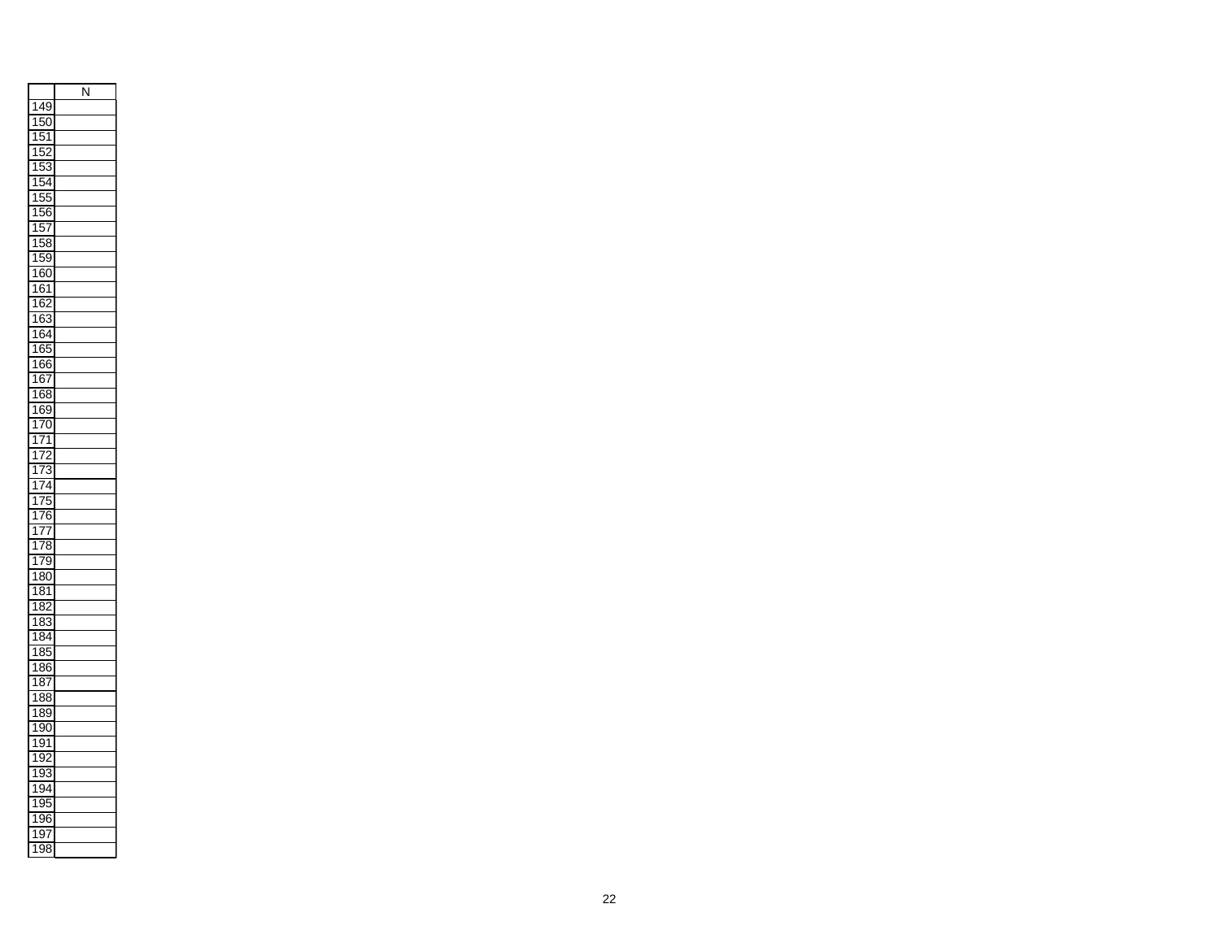| | N |
|---|---|
| 149 | |
| 150 | |
| 151 | |
| 152 | |
| 153 | |
| 154 | |
| 155 | |
| 156 | |
| 157 | |
| 158 | |
| 159 | |
| 160 | |
| 161 | |
| 162 | |
| 163 | |
| 164 | |
| 165 | |
| 166 | |
| 167 | |
| 168 | |
| 169 | |
| 170 | |
| 171 | |
| 172 | |
| 173 | |
| 174 | |
| 175 | |
| 176 | |
| 177 | |
| 178 | |
| 179 | |
| 180 | |
| 181 | |
| 182 | |
| 183 | |
| 184 | |
| 185 | |
| 186 | |
| 187 | |
| 188 | |
| 189 | |
| 190 | |
| 191 | |
| 192 | |
| 193 | |
| 194 | |
| 195 | |
| 196 | |
| 197 | |
| 198 | |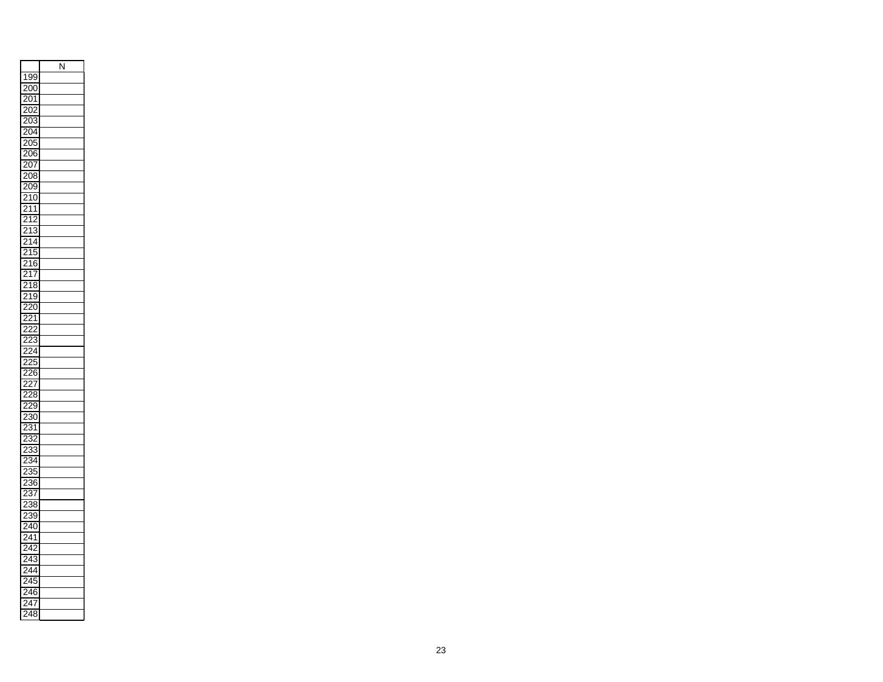| | N |
|---|---|
| 199 | |
| 200 | |
| 201 | |
| 202 | |
| 203 | |
| 204 | |
| 205 | |
| 206 | |
| 207 | |
| 208 | |
| 209 | |
| 210 | |
| 211 | |
| 212 | |
| 213 | |
| 214 | |
| 215 | |
| 216 | |
| 217 | |
| 218 | |
| 219 | |
| 220 | |
| 221 | |
| 222 | |
| 223 | |
| 224 | |
| 225 | |
| 226 | |
| 227 | |
| 228 | |
| 229 | |
| 230 | |
| 231 | |
| 232 | |
| 233 | |
| 234 | |
| 235 | |
| 236 | |
| 237 | |
| 238 | |
| 239 | |
| 240 | |
| 241 | |
| 242 | |
| 243 | |
| 244 | |
| 245 | |
| 246 | |
| 247 | |
| 248 | |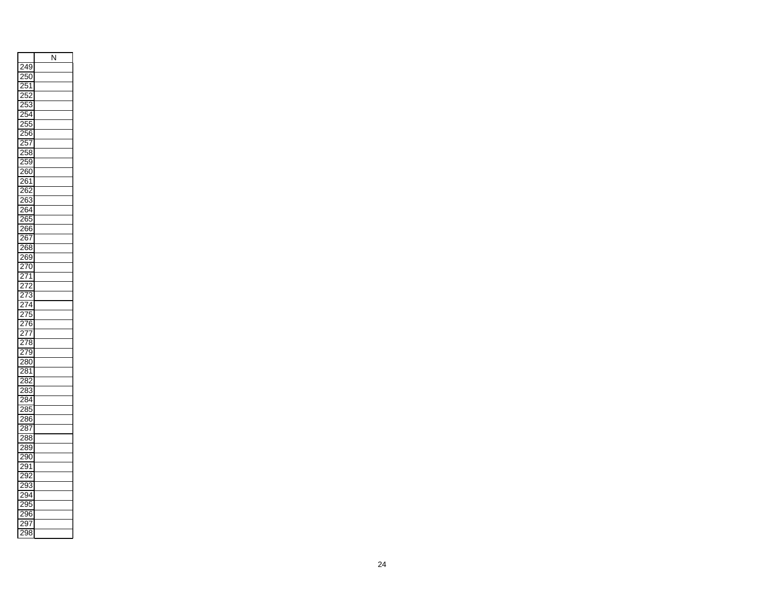| | N |
|---|---|
| 249 | |
| 250 | |
| 251 | |
| 252 | |
| 253 | |
| 254 | |
| 255 | |
| 256 | |
| 257 | |
| 258 | |
| 259 | |
| 260 | |
| 261 | |
| 262 | |
| 263 | |
| 264 | |
| 265 | |
| 266 | |
| 267 | |
| 268 | |
| 269 | |
| 270 | |
| 271 | |
| 272 | |
| 273 | |
| 274 | |
| 275 | |
| 276 | |
| 277 | |
| 278 | |
| 279 | |
| 280 | |
| 281 | |
| 282 | |
| 283 | |
| 284 | |
| 285 | |
| 286 | |
| 287 | |
| 288 | |
| 289 | |
| 290 | |
| 291 | |
| 292 | |
| 293 | |
| 294 | |
| 295 | |
| 296 | |
| 297 | |
| 298 | |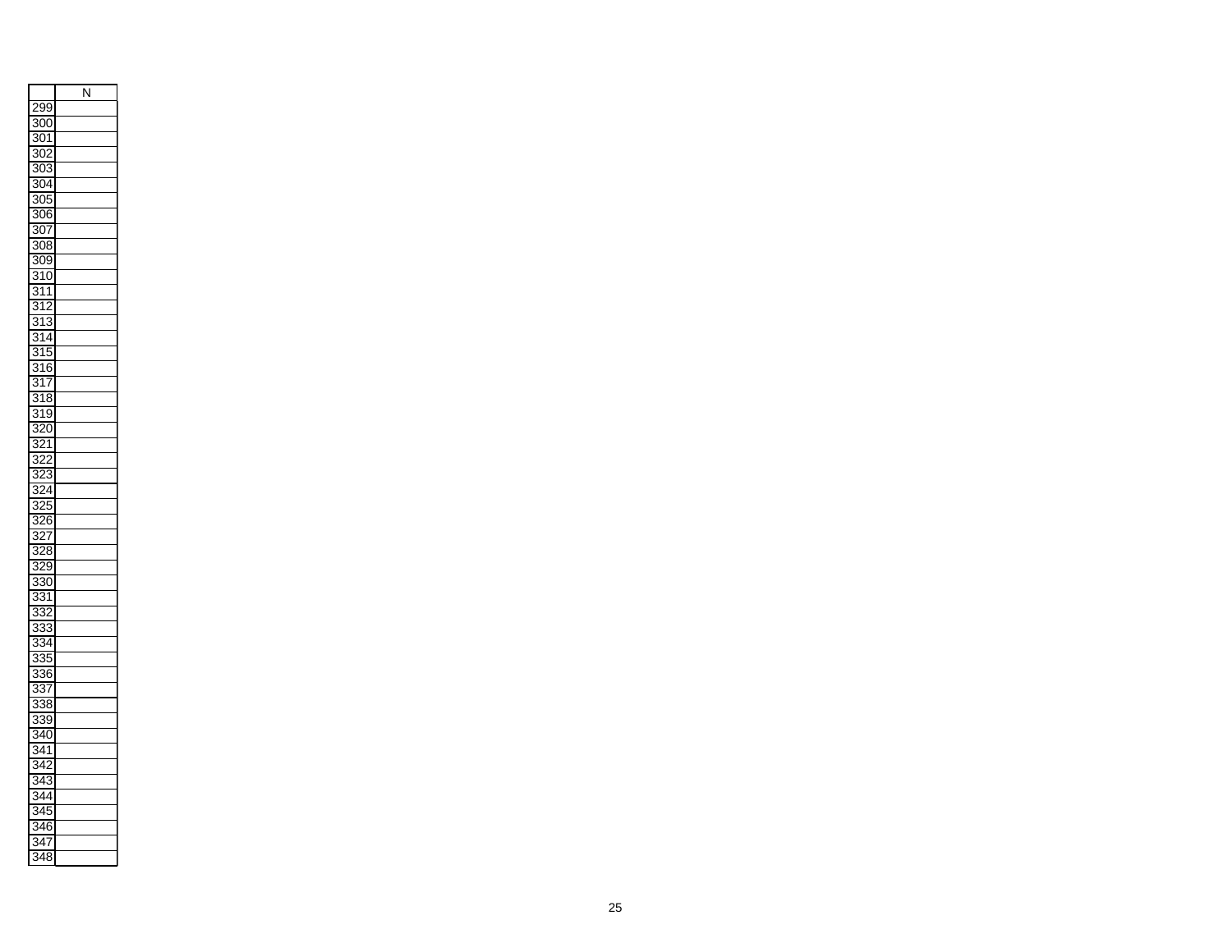| | N |
|---|---|
| 299 | |
| 300 | |
| 301 | |
| 302 | |
| 303 | |
| 304 | |
| 305 | |
| 306 | |
| 307 | |
| 308 | |
| 309 | |
| 310 | |
| 311 | |
| 312 | |
| 313 | |
| 314 | |
| 315 | |
| 316 | |
| 317 | |
| 318 | |
| 319 | |
| 320 | |
| 321 | |
| 322 | |
| 323 | |
| 324 | |
| 325 | |
| 326 | |
| 327 | |
| 328 | |
| 329 | |
| 330 | |
| 331 | |
| 332 | |
| 333 | |
| 334 | |
| 335 | |
| 336 | |
| 337 | |
| 338 | |
| 339 | |
| 340 | |
| 341 | |
| 342 | |
| 343 | |
| 344 | |
| 345 | |
| 346 | |
| 347 | |
| 348 | |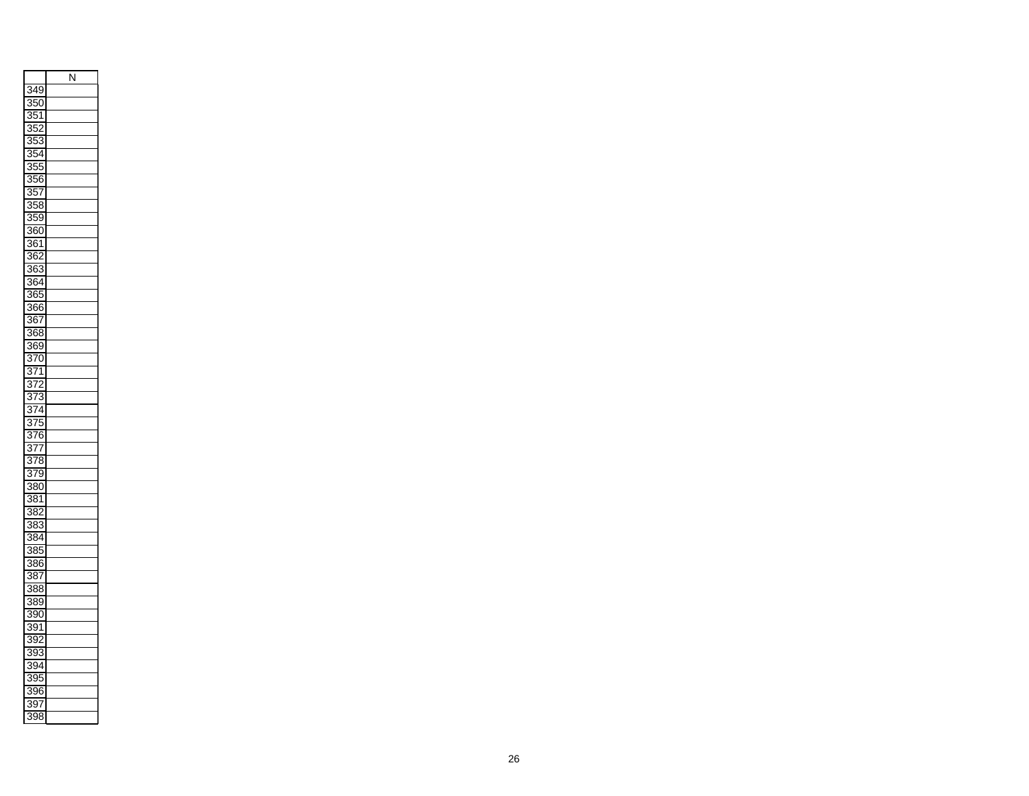| | N |
|---|---|
| 349 | |
| 350 | |
| 351 | |
| 352 | |
| 353 | |
| 354 | |
| 355 | |
| 356 | |
| 357 | |
| 358 | |
| 359 | |
| 360 | |
| 361 | |
| 362 | |
| 363 | |
| 364 | |
| 365 | |
| 366 | |
| 367 | |
| 368 | |
| 369 | |
| 370 | |
| 371 | |
| 372 | |
| 373 | |
| 374 | |
| 375 | |
| 376 | |
| 377 | |
| 378 | |
| 379 | |
| 380 | |
| 381 | |
| 382 | |
| 383 | |
| 384 | |
| 385 | |
| 386 | |
| 387 | |
| 388 | |
| 389 | |
| 390 | |
| 391 | |
| 392 | |
| 393 | |
| 394 | |
| 395 | |
| 396 | |
| 397 | |
| 398 | |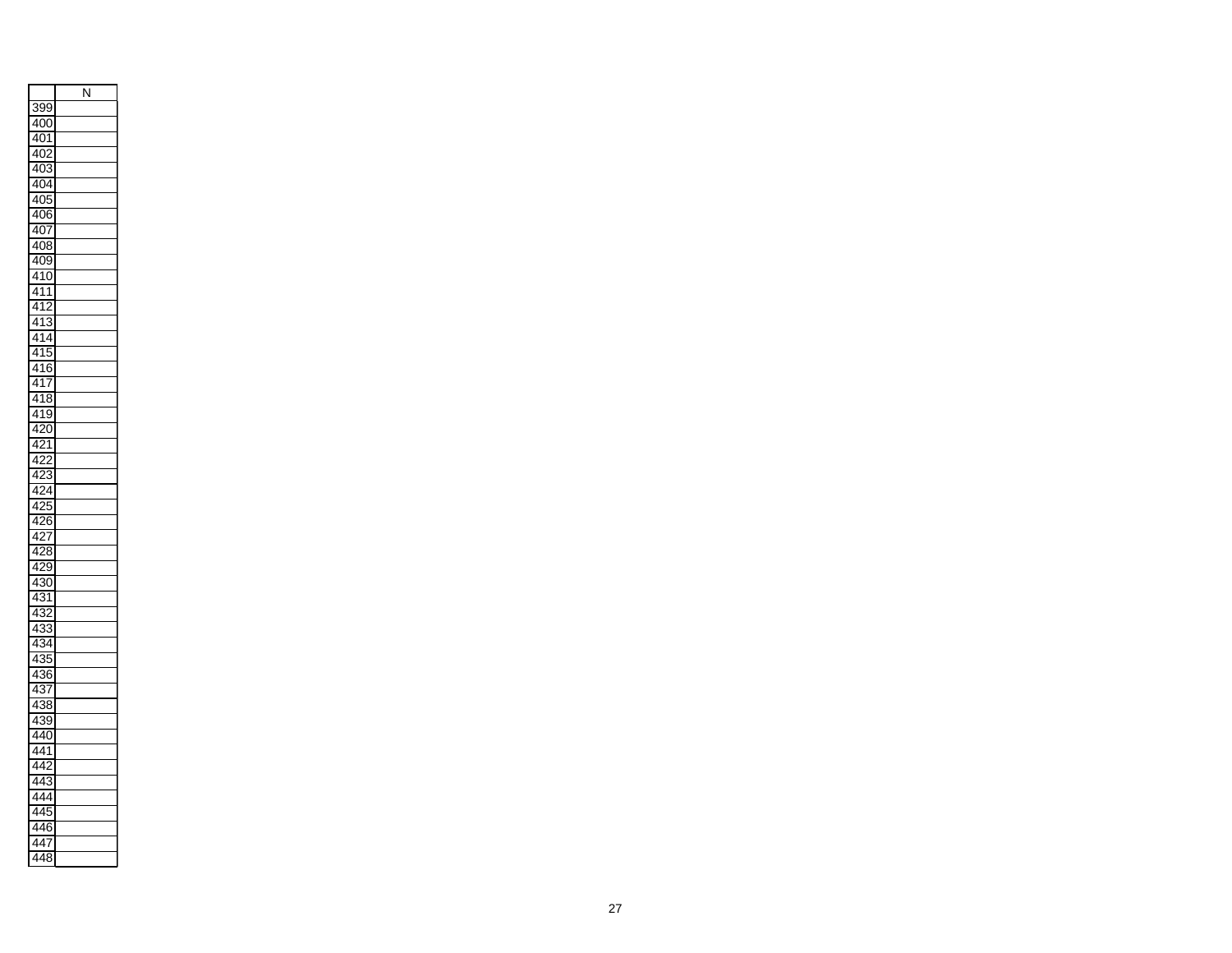| | N |
|---|---|
| 399 | |
| 400 | |
| 401 | |
| 402 | |
| 403 | |
| 404 | |
| 405 | |
| 406 | |
| 407 | |
| 408 | |
| 409 | |
| 410 | |
| 411 | |
| 412 | |
| 413 | |
| 414 | |
| 415 | |
| 416 | |
| 417 | |
| 418 | |
| 419 | |
| 420 | |
| 421 | |
| 422 | |
| 423 | |
| 424 | |
| 425 | |
| 426 | |
| 427 | |
| 428 | |
| 429 | |
| 430 | |
| 431 | |
| 432 | |
| 433 | |
| 434 | |
| 435 | |
| 436 | |
| 437 | |
| 438 | |
| 439 | |
| 440 | |
| 441 | |
| 442 | |
| 443 | |
| 444 | |
| 445 | |
| 446 | |
| 447 | |
| 448 | |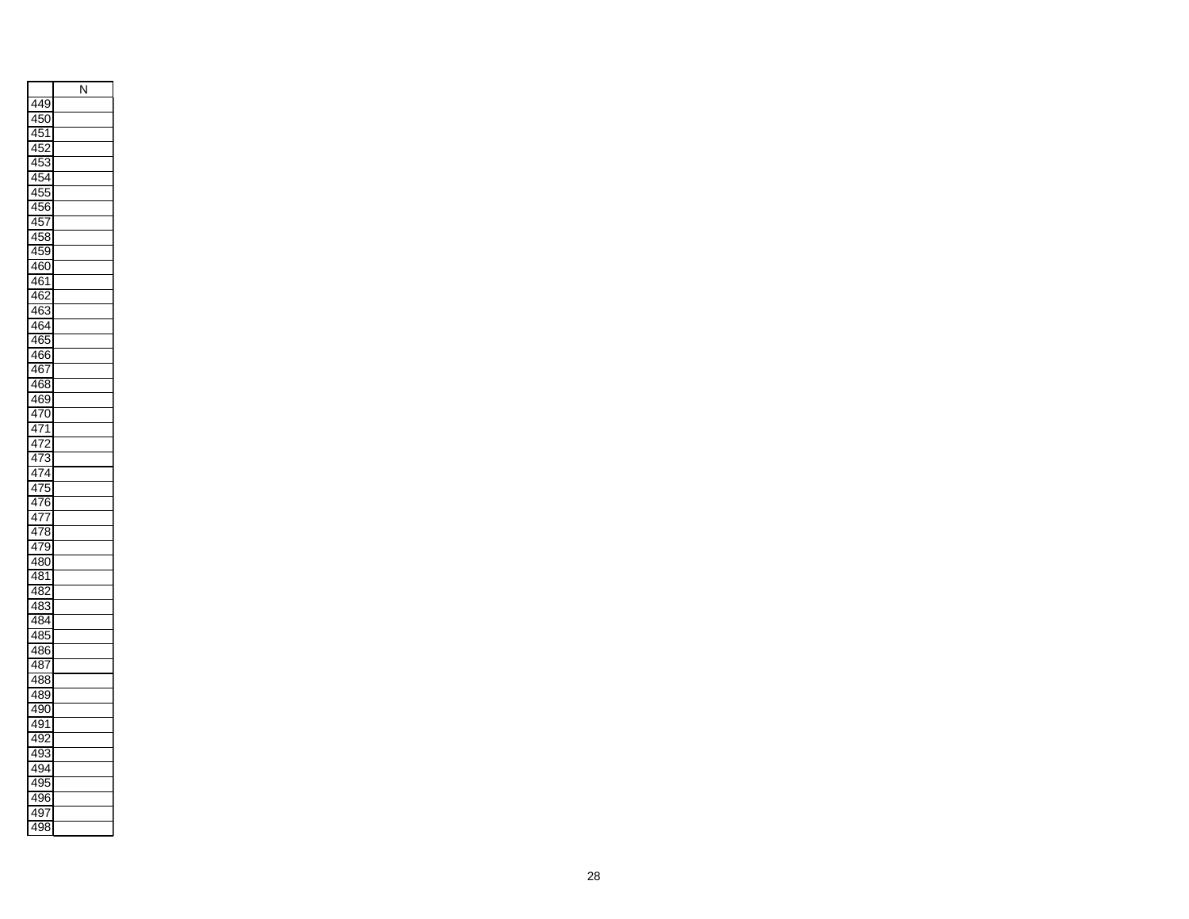| | N |
|---|---|
| 449 | |
| 450 | |
| 451 | |
| 452 | |
| 453 | |
| 454 | |
| 455 | |
| 456 | |
| 457 | |
| 458 | |
| 459 | |
| 460 | |
| 461 | |
| 462 | |
| 463 | |
| 464 | |
| 465 | |
| 466 | |
| 467 | |
| 468 | |
| 469 | |
| 470 | |
| 471 | |
| 472 | |
| 473 | |
| 474 | |
| 475 | |
| 476 | |
| 477 | |
| 478 | |
| 479 | |
| 480 | |
| 481 | |
| 482 | |
| 483 | |
| 484 | |
| 485 | |
| 486 | |
| 487 | |
| 488 | |
| 489 | |
| 490 | |
| 491 | |
| 492 | |
| 493 | |
| 494 | |
| 495 | |
| 496 | |
| 497 | |
| 498 | |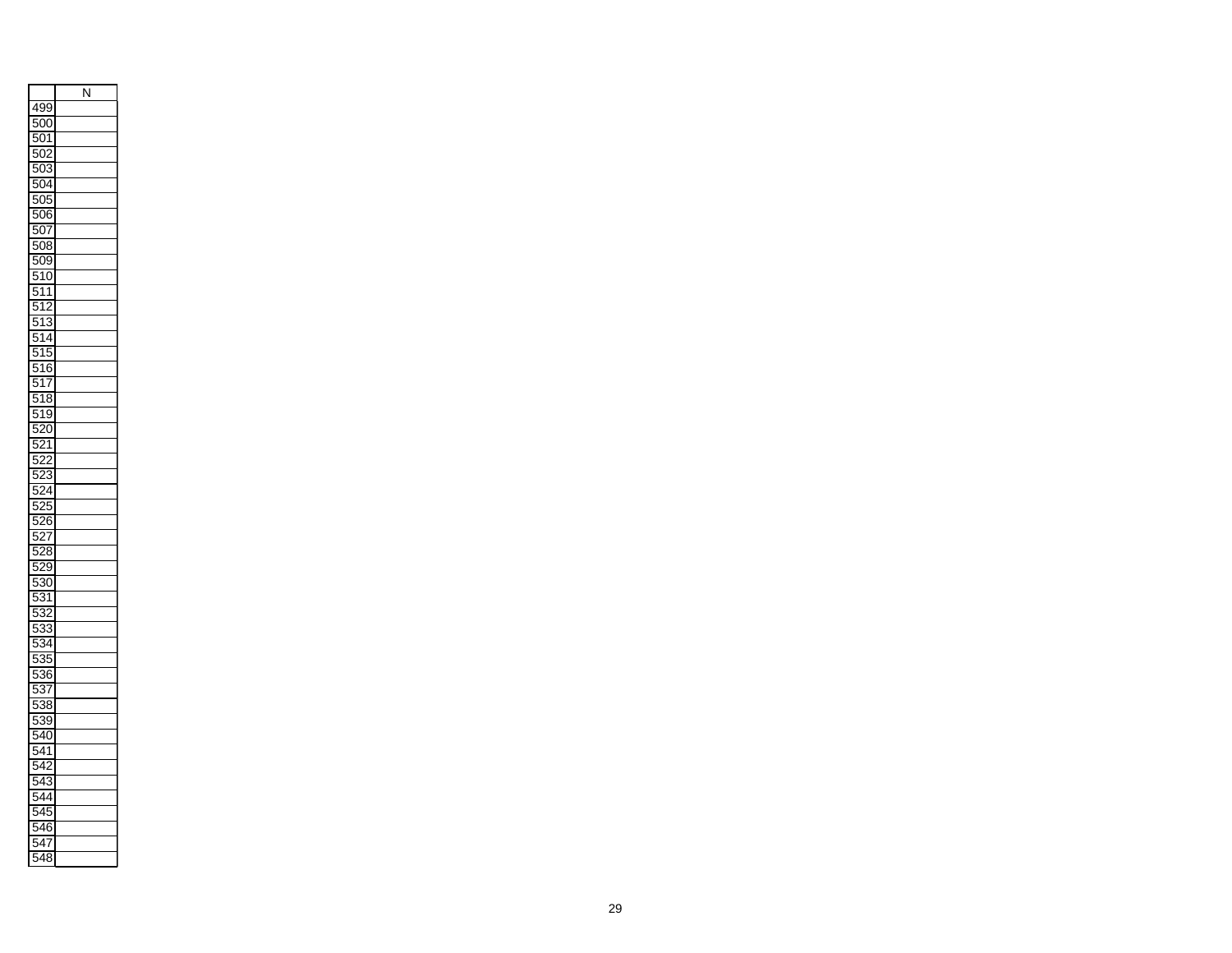| | N |
|---|---|
| 499 | |
| 500 | |
| 501 | |
| 502 | |
| 503 | |
| 504 | |
| 505 | |
| 506 | |
| 507 | |
| 508 | |
| 509 | |
| 510 | |
| 511 | |
| 512 | |
| 513 | |
| 514 | |
| 515 | |
| 516 | |
| 517 | |
| 518 | |
| 519 | |
| 520 | |
| 521 | |
| 522 | |
| 523 | |
| 524 | |
| 525 | |
| 526 | |
| 527 | |
| 528 | |
| 529 | |
| 530 | |
| 531 | |
| 532 | |
| 533 | |
| 534 | |
| 535 | |
| 536 | |
| 537 | |
| 538 | |
| 539 | |
| 540 | |
| 541 | |
| 542 | |
| 543 | |
| 544 | |
| 545 | |
| 546 | |
| 547 | |
| 548 | |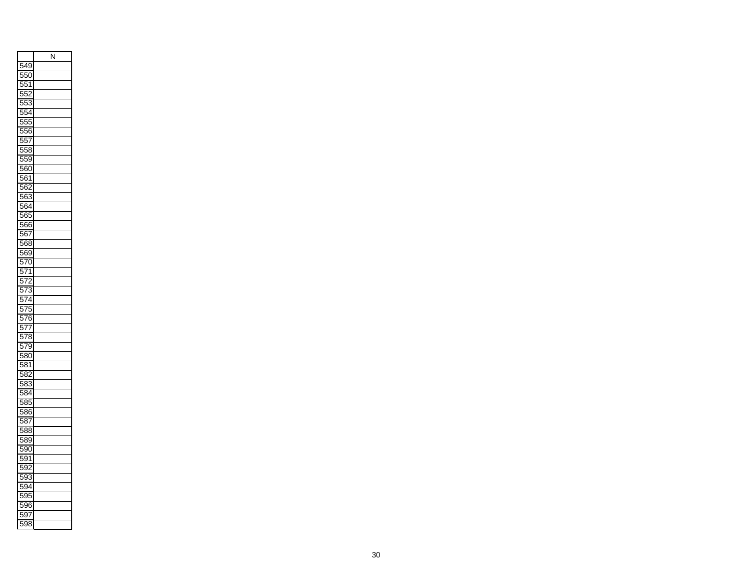| | N |
|---|---|
| 549 | |
| 550 | |
| 551 | |
| 552 | |
| 553 | |
| 554 | |
| 555 | |
| 556 | |
| 557 | |
| 558 | |
| 559 | |
| 560 | |
| 561 | |
| 562 | |
| 563 | |
| 564 | |
| 565 | |
| 566 | |
| 567 | |
| 568 | |
| 569 | |
| 570 | |
| 571 | |
| 572 | |
| 573 | |
| 574 | |
| 575 | |
| 576 | |
| 577 | |
| 578 | |
| 579 | |
| 580 | |
| 581 | |
| 582 | |
| 583 | |
| 584 | |
| 585 | |
| 586 | |
| 587 | |
| 588 | |
| 589 | |
| 590 | |
| 591 | |
| 592 | |
| 593 | |
| 594 | |
| 595 | |
| 596 | |
| 597 | |
| 598 | |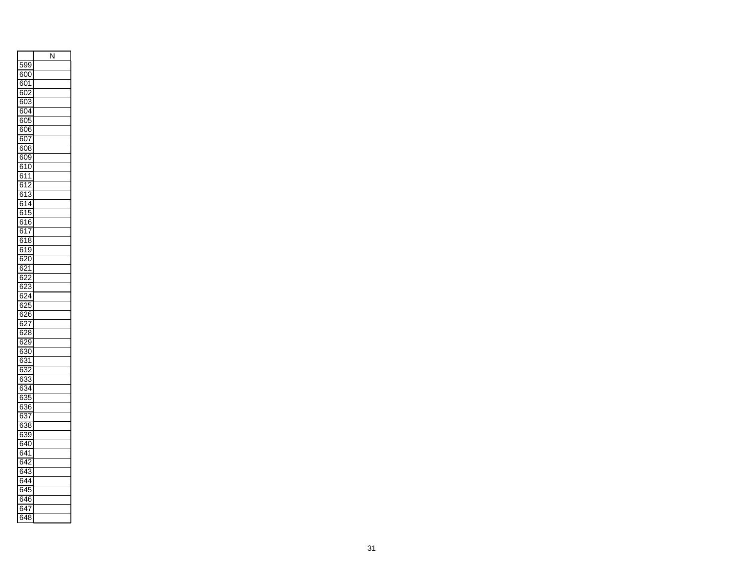| | N |
|---|---|
| 599 | |
| 600 | |
| 601 | |
| 602 | |
| 603 | |
| 604 | |
| 605 | |
| 606 | |
| 607 | |
| 608 | |
| 609 | |
| 610 | |
| 611 | |
| 612 | |
| 613 | |
| 614 | |
| 615 | |
| 616 | |
| 617 | |
| 618 | |
| 619 | |
| 620 | |
| 621 | |
| 622 | |
| 623 | |
| 624 | |
| 625 | |
| 626 | |
| 627 | |
| 628 | |
| 629 | |
| 630 | |
| 631 | |
| 632 | |
| 633 | |
| 634 | |
| 635 | |
| 636 | |
| 637 | |
| 638 | |
| 639 | |
| 640 | |
| 641 | |
| 642 | |
| 643 | |
| 644 | |
| 645 | |
| 646 | |
| 647 | |
| 648 | |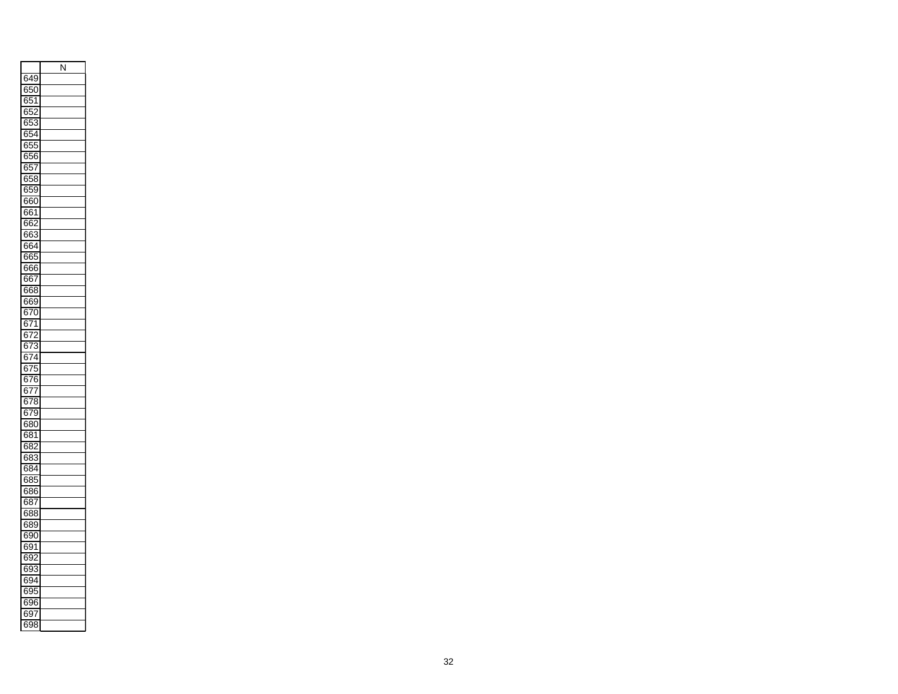| | N |
|---|---|
| 649 | |
| 650 | |
| 651 | |
| 652 | |
| 653 | |
| 654 | |
| 655 | |
| 656 | |
| 657 | |
| 658 | |
| 659 | |
| 660 | |
| 661 | |
| 662 | |
| 663 | |
| 664 | |
| 665 | |
| 666 | |
| 667 | |
| 668 | |
| 669 | |
| 670 | |
| 671 | |
| 672 | |
| 673 | |
| 674 | |
| 675 | |
| 676 | |
| 677 | |
| 678 | |
| 679 | |
| 680 | |
| 681 | |
| 682 | |
| 683 | |
| 684 | |
| 685 | |
| 686 | |
| 687 | |
| 688 | |
| 689 | |
| 690 | |
| 691 | |
| 692 | |
| 693 | |
| 694 | |
| 695 | |
| 696 | |
| 697 | |
| 698 | |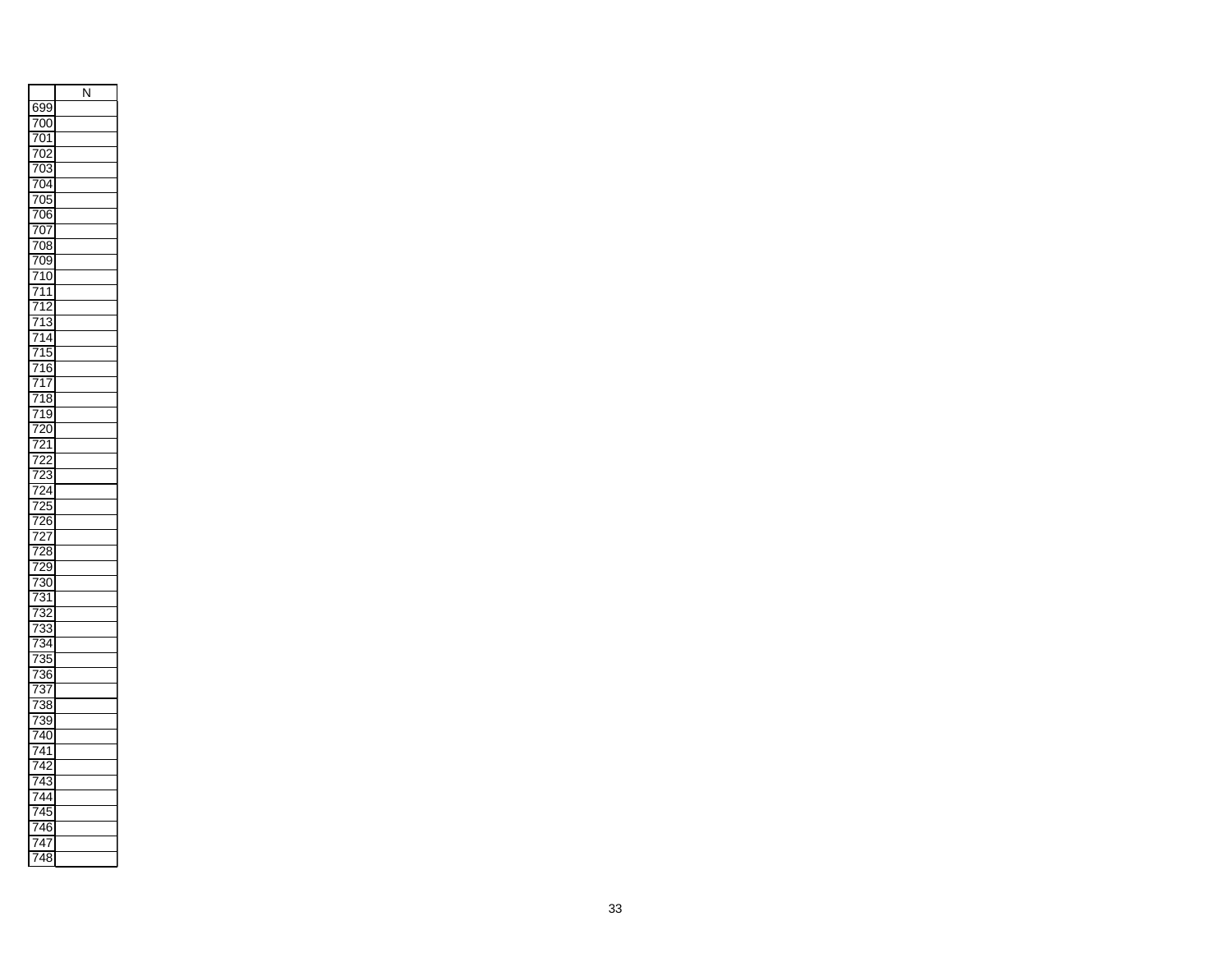| | N |
|---|---|
| 699 | |
| 700 | |
| 701 | |
| 702 | |
| 703 | |
| 704 | |
| 705 | |
| 706 | |
| 707 | |
| 708 | |
| 709 | |
| 710 | |
| 711 | |
| 712 | |
| 713 | |
| 714 | |
| 715 | |
| 716 | |
| 717 | |
| 718 | |
| 719 | |
| 720 | |
| 721 | |
| 722 | |
| 723 | |
| 724 | |
| 725 | |
| 726 | |
| 727 | |
| 728 | |
| 729 | |
| 730 | |
| 731 | |
| 732 | |
| 733 | |
| 734 | |
| 735 | |
| 736 | |
| 737 | |
| 738 | |
| 739 | |
| 740 | |
| 741 | |
| 742 | |
| 743 | |
| 744 | |
| 745 | |
| 746 | |
| 747 | |
| 748 | |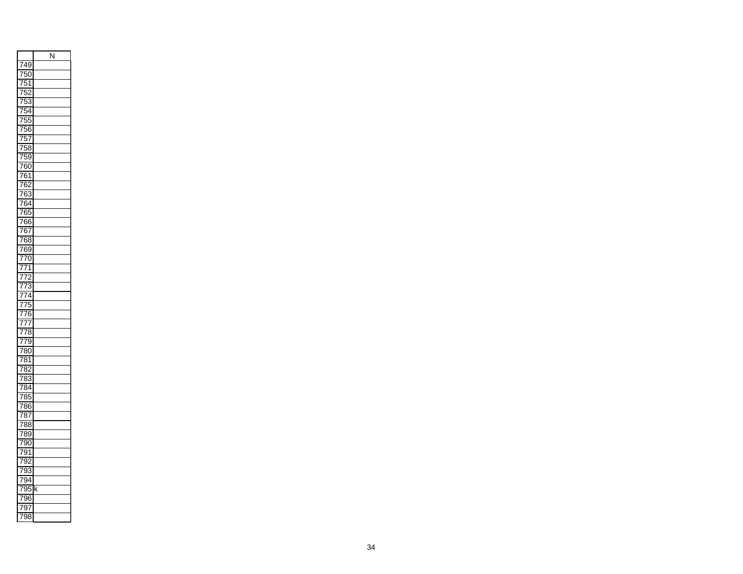| | N |
|---|---|
| 749 | |
| 750 | |
| 751 | |
| 752 | |
| 753 | |
| 754 | |
| 755 | |
| 756 | |
| 757 | |
| 758 | |
| 759 | |
| 760 | |
| 761 | |
| 762 | |
| 763 | |
| 764 | |
| 765 | |
| 766 | |
| 767 | |
| 768 | |
| 769 | |
| 770 | |
| 771 | |
| 772 | |
| 773 | |
| 774 | |
| 775 | |
| 776 | |
| 777 | |
| 778 | |
| 779 | |
| 780 | |
| 781 | |
| 782 | |
| 783 | |
| 784 | |
| 785 | |
| 786 | |
| 787 | |
| 788 | |
| 789 | |
| 790 | |
| 791 | |
| 792 | |
| 793 | |
| 794 | |
| 795 | k |
| 796 | |
| 797 | |
| 798 | |